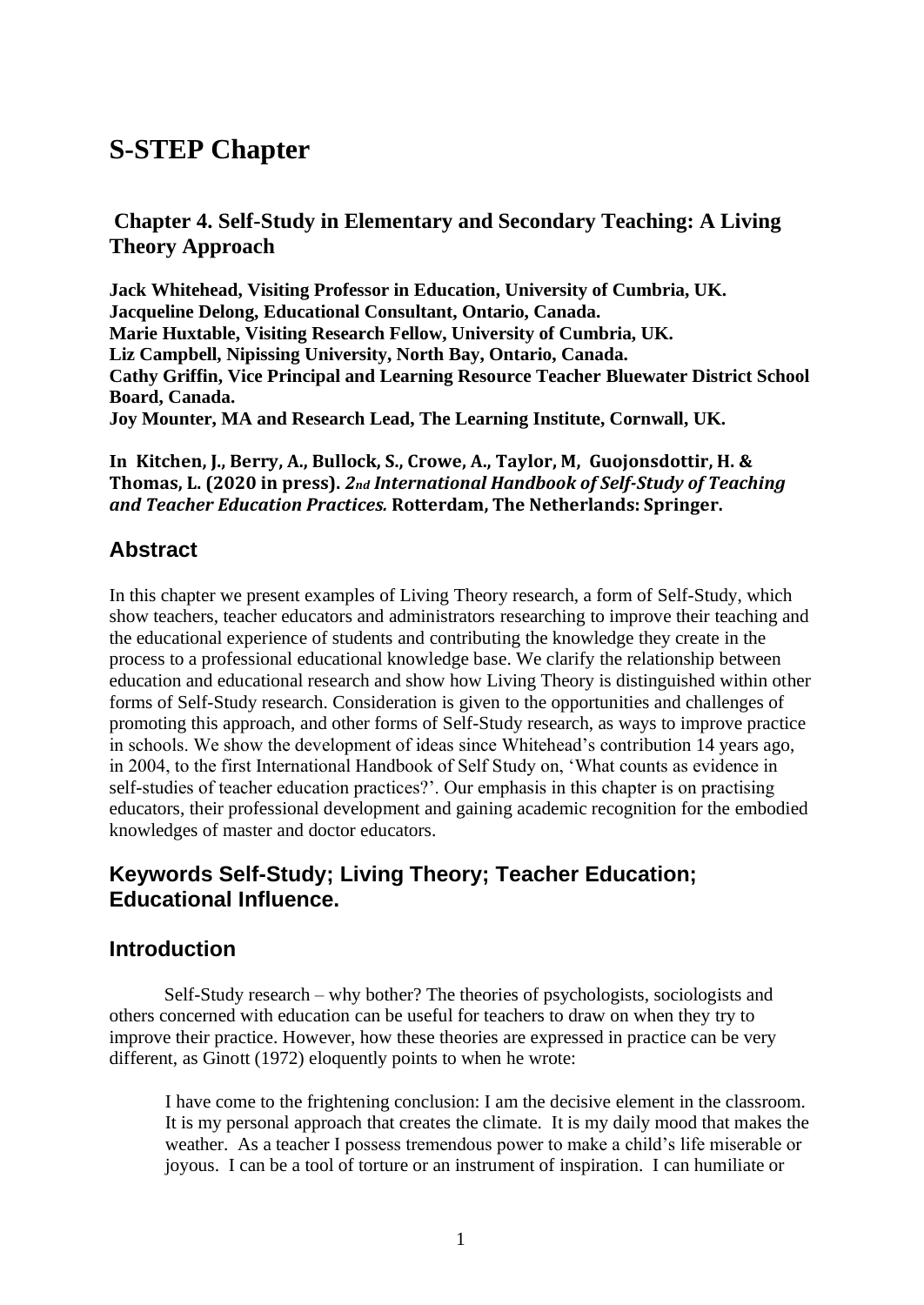# S-STEP Chapter

## Chapter 4. Self-Study in Elementary and Secondary Teaching: A Living Theory Approach

**Jack Whitehead, Visiting Professor in Education, University of Cumbria, UK.**
**Jacqueline Delong, Educational Consultant, Ontario, Canada.**
**Marie Huxtable, Visiting Research Fellow, University of Cumbria, UK.**
**Liz Campbell, Nipissing University, North Bay, Ontario, Canada.**
**Cathy Griffin, Vice Principal and Learning Resource Teacher Bluewater District School Board, Canada.**
**Joy Mounter, MA and Research Lead, The Learning Institute, Cornwall, UK.**

**In Kitchen, J., Berry, A., Bullock, S., Crowe, A., Taylor, M, Guojonsdottir, H. & Thomas, L. (2020 in press). *2nd International Handbook of Self-Study of Teaching and Teacher Education Practices.* Rotterdam, The Netherlands: Springer.**

## Abstract

In this chapter we present examples of Living Theory research, a form of Self-Study, which show teachers, teacher educators and administrators researching to improve their teaching and the educational experience of students and contributing the knowledge they create in the process to a professional educational knowledge base. We clarify the relationship between education and educational research and show how Living Theory is distinguished within other forms of Self-Study research. Consideration is given to the opportunities and challenges of promoting this approach, and other forms of Self-Study research, as ways to improve practice in schools. We show the development of ideas since Whitehead's contribution 14 years ago, in 2004, to the first International Handbook of Self Study on, 'What counts as evidence in self-studies of teacher education practices?'. Our emphasis in this chapter is on practising educators, their professional development and gaining academic recognition for the embodied knowledges of master and doctor educators.

## Keywords Self-Study; Living Theory; Teacher Education; Educational Influence.

## Introduction

Self-Study research – why bother? The theories of psychologists, sociologists and others concerned with education can be useful for teachers to draw on when they try to improve their practice. However, how these theories are expressed in practice can be very different, as Ginott (1972) eloquently points to when he wrote:

> I have come to the frightening conclusion: I am the decisive element in the classroom. It is my personal approach that creates the climate. It is my daily mood that makes the weather. As a teacher I possess tremendous power to make a child's life miserable or joyous. I can be a tool of torture or an instrument of inspiration. I can humiliate or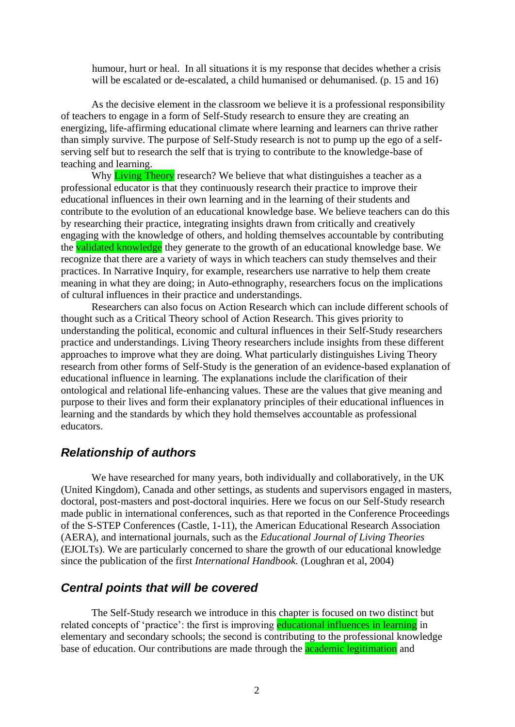humour, hurt or heal. In all situations it is my response that decides whether a crisis will be escalated or de-escalated, a child humanised or dehumanised. (p. 15 and 16)

As the decisive element in the classroom we believe it is a professional responsibility of teachers to engage in a form of Self-Study research to ensure they are creating an energizing, life-affirming educational climate where learning and learners can thrive rather than simply survive. The purpose of Self-Study research is not to pump up the ego of a self-serving self but to research the self that is trying to contribute to the knowledge-base of teaching and learning.

Why Living Theory research? We believe that what distinguishes a teacher as a professional educator is that they continuously research their practice to improve their educational influences in their own learning and in the learning of their students and contribute to the evolution of an educational knowledge base. We believe teachers can do this by researching their practice, integrating insights drawn from critically and creatively engaging with the knowledge of others, and holding themselves accountable by contributing the validated knowledge they generate to the growth of an educational knowledge base. We recognize that there are a variety of ways in which teachers can study themselves and their practices. In Narrative Inquiry, for example, researchers use narrative to help them create meaning in what they are doing; in Auto-ethnography, researchers focus on the implications of cultural influences in their practice and understandings.

Researchers can also focus on Action Research which can include different schools of thought such as a Critical Theory school of Action Research. This gives priority to understanding the political, economic and cultural influences in their Self-Study researchers practice and understandings. Living Theory researchers include insights from these different approaches to improve what they are doing. What particularly distinguishes Living Theory research from other forms of Self-Study is the generation of an evidence-based explanation of educational influence in learning. The explanations include the clarification of their ontological and relational life-enhancing values. These are the values that give meaning and purpose to their lives and form their explanatory principles of their educational influences in learning and the standards by which they hold themselves accountable as professional educators.

## Relationship of authors

We have researched for many years, both individually and collaboratively, in the UK (United Kingdom), Canada and other settings, as students and supervisors engaged in masters, doctoral, post-masters and post-doctoral inquiries. Here we focus on our Self-Study research made public in international conferences, such as that reported in the Conference Proceedings of the S-STEP Conferences (Castle, 1-11), the American Educational Research Association (AERA), and international journals, such as the *Educational Journal of Living Theories* (EJOLTs). We are particularly concerned to share the growth of our educational knowledge since the publication of the first *International Handbook.* (Loughran et al, 2004)

## Central points that will be covered

The Self-Study research we introduce in this chapter is focused on two distinct but related concepts of 'practice': the first is improving educational influences in learning in elementary and secondary schools; the second is contributing to the professional knowledge base of education. Our contributions are made through the academic legitimation and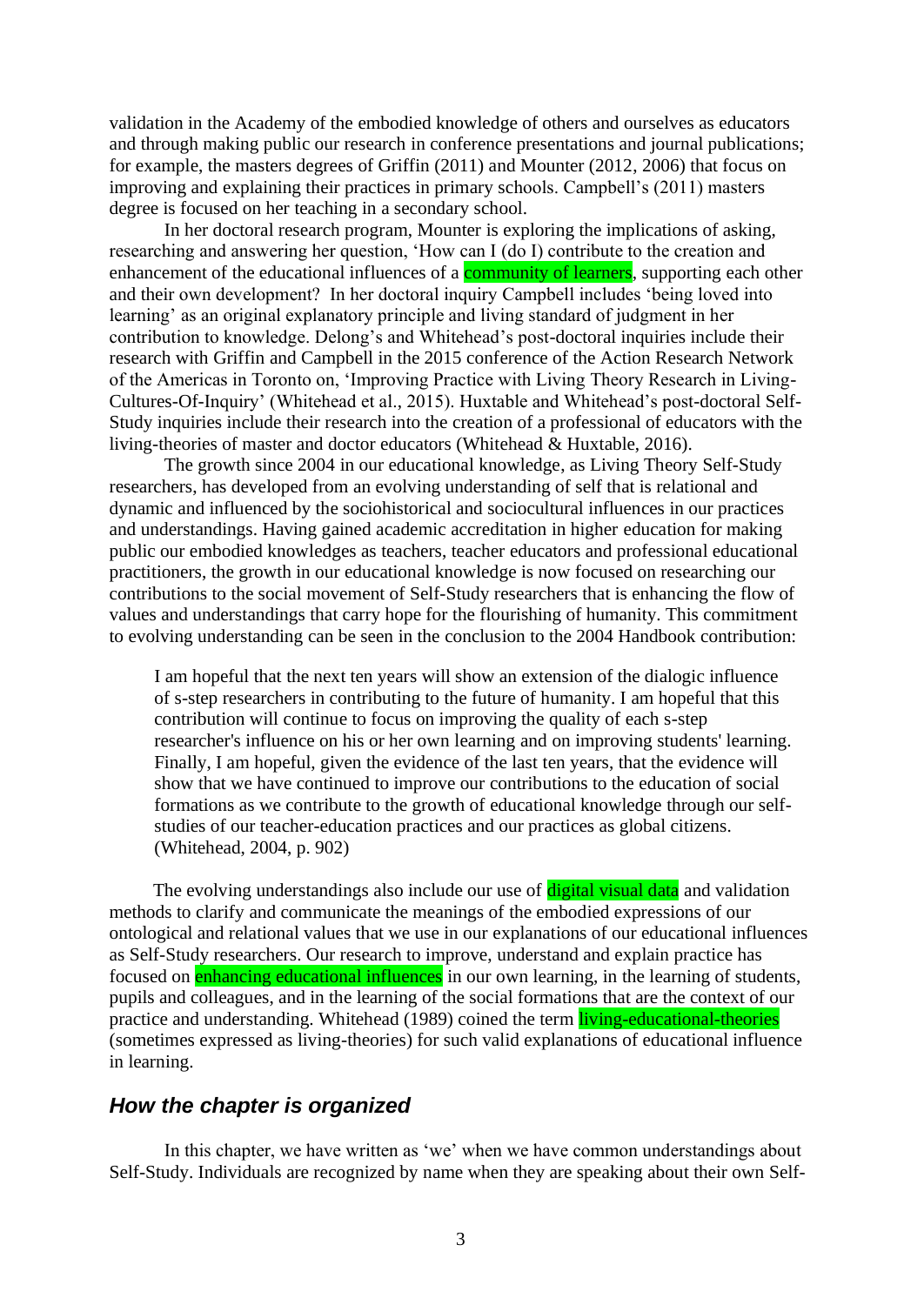validation in the Academy of the embodied knowledge of others and ourselves as educators and through making public our research in conference presentations and journal publications; for example, the masters degrees of Griffin (2011) and Mounter (2012, 2006) that focus on improving and explaining their practices in primary schools. Campbell's (2011) masters degree is focused on her teaching in a secondary school.

In her doctoral research program, Mounter is exploring the implications of asking, researching and answering her question, 'How can I (do I) contribute to the creation and enhancement of the educational influences of a community of learners, supporting each other and their own development? In her doctoral inquiry Campbell includes 'being loved into learning' as an original explanatory principle and living standard of judgment in her contribution to knowledge. Delong's and Whitehead's post-doctoral inquiries include their research with Griffin and Campbell in the 2015 conference of the Action Research Network of the Americas in Toronto on, 'Improving Practice with Living Theory Research in Living-Cultures-Of-Inquiry' (Whitehead et al., 2015). Huxtable and Whitehead's post-doctoral Self-Study inquiries include their research into the creation of a professional of educators with the living-theories of master and doctor educators (Whitehead & Huxtable, 2016).

The growth since 2004 in our educational knowledge, as Living Theory Self-Study researchers, has developed from an evolving understanding of self that is relational and dynamic and influenced by the sociohistorical and sociocultural influences in our practices and understandings. Having gained academic accreditation in higher education for making public our embodied knowledges as teachers, teacher educators and professional educational practitioners, the growth in our educational knowledge is now focused on researching our contributions to the social movement of Self-Study researchers that is enhancing the flow of values and understandings that carry hope for the flourishing of humanity. This commitment to evolving understanding can be seen in the conclusion to the 2004 Handbook contribution:

> I am hopeful that the next ten years will show an extension of the dialogic influence of s-step researchers in contributing to the future of humanity. I am hopeful that this contribution will continue to focus on improving the quality of each s-step researcher's influence on his or her own learning and on improving students' learning. Finally, I am hopeful, given the evidence of the last ten years, that the evidence will show that we have continued to improve our contributions to the education of social formations as we contribute to the growth of educational knowledge through our self-studies of our teacher-education practices and our practices as global citizens. (Whitehead, 2004, p. 902)

The evolving understandings also include our use of digital visual data and validation methods to clarify and communicate the meanings of the embodied expressions of our ontological and relational values that we use in our explanations of our educational influences as Self-Study researchers. Our research to improve, understand and explain practice has focused on enhancing educational influences in our own learning, in the learning of students, pupils and colleagues, and in the learning of the social formations that are the context of our practice and understanding. Whitehead (1989) coined the term living-educational-theories (sometimes expressed as living-theories) for such valid explanations of educational influence in learning.

## *How the chapter is organized*

In this chapter, we have written as 'we' when we have common understandings about Self-Study. Individuals are recognized by name when they are speaking about their own Self-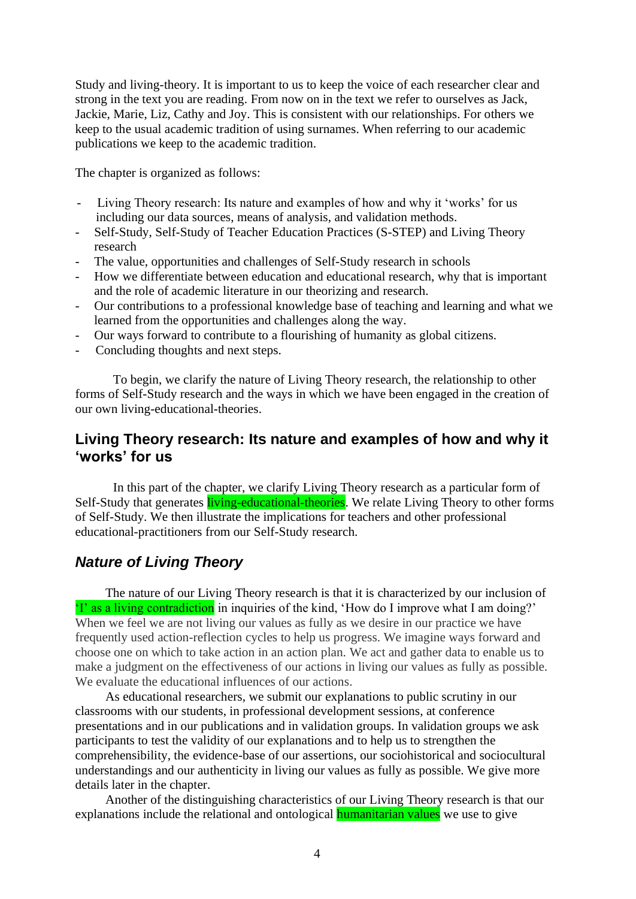Study and living-theory. It is important to us to keep the voice of each researcher clear and strong in the text you are reading. From now on in the text we refer to ourselves as Jack, Jackie, Marie, Liz, Cathy and Joy. This is consistent with our relationships. For others we keep to the usual academic tradition of using surnames. When referring to our academic publications we keep to the academic tradition.

The chapter is organized as follows:

- Living Theory research: Its nature and examples of how and why it 'works' for us including our data sources, means of analysis, and validation methods.
- Self-Study, Self-Study of Teacher Education Practices (S-STEP) and Living Theory research
- The value, opportunities and challenges of Self-Study research in schools
- How we differentiate between education and educational research, why that is important and the role of academic literature in our theorizing and research.
- Our contributions to a professional knowledge base of teaching and learning and what we learned from the opportunities and challenges along the way.
- Our ways forward to contribute to a flourishing of humanity as global citizens.
- Concluding thoughts and next steps.

To begin, we clarify the nature of Living Theory research, the relationship to other forms of Self-Study research and the ways in which we have been engaged in the creation of our own living-educational-theories.

## Living Theory research: Its nature and examples of how and why it 'works' for us

In this part of the chapter, we clarify Living Theory research as a particular form of Self-Study that generates living-educational-theories. We relate Living Theory to other forms of Self-Study. We then illustrate the implications for teachers and other professional educational-practitioners from our Self-Study research.

### *Nature of Living Theory*

The nature of our Living Theory research is that it is characterized by our inclusion of 'I' as a living contradiction in inquiries of the kind, 'How do I improve what I am doing?' When we feel we are not living our values as fully as we desire in our practice we have frequently used action-reflection cycles to help us progress. We imagine ways forward and choose one on which to take action in an action plan. We act and gather data to enable us to make a judgment on the effectiveness of our actions in living our values as fully as possible. We evaluate the educational influences of our actions.

As educational researchers, we submit our explanations to public scrutiny in our classrooms with our students, in professional development sessions, at conference presentations and in our publications and in validation groups. In validation groups we ask participants to test the validity of our explanations and to help us to strengthen the comprehensibility, the evidence-base of our assertions, our sociohistorical and sociocultural understandings and our authenticity in living our values as fully as possible. We give more details later in the chapter.

Another of the distinguishing characteristics of our Living Theory research is that our explanations include the relational and ontological humanitarian values we use to give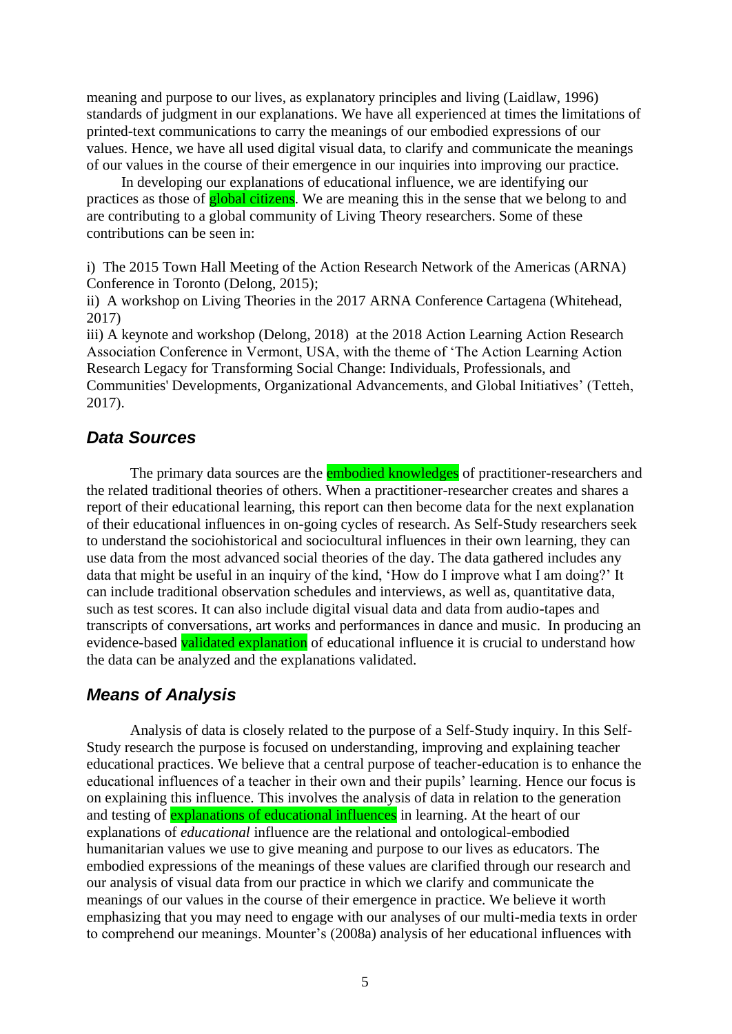meaning and purpose to our lives, as explanatory principles and living (Laidlaw, 1996) standards of judgment in our explanations. We have all experienced at times the limitations of printed-text communications to carry the meanings of our embodied expressions of our values. Hence, we have all used digital visual data, to clarify and communicate the meanings of our values in the course of their emergence in our inquiries into improving our practice.

In developing our explanations of educational influence, we are identifying our practices as those of global citizens. We are meaning this in the sense that we belong to and are contributing to a global community of Living Theory researchers. Some of these contributions can be seen in:

i) The 2015 Town Hall Meeting of the Action Research Network of the Americas (ARNA) Conference in Toronto (Delong, 2015);
ii) A workshop on Living Theories in the 2017 ARNA Conference Cartagena (Whitehead, 2017)
iii) A keynote and workshop (Delong, 2018) at the 2018 Action Learning Action Research Association Conference in Vermont, USA, with the theme of 'The Action Learning Action Research Legacy for Transforming Social Change: Individuals, Professionals, and Communities' Developments, Organizational Advancements, and Global Initiatives' (Tetteh, 2017).

## *Data Sources*

The primary data sources are the embodied knowledges of practitioner-researchers and the related traditional theories of others. When a practitioner-researcher creates and shares a report of their educational learning, this report can then become data for the next explanation of their educational influences in on-going cycles of research. As Self-Study researchers seek to understand the sociohistorical and sociocultural influences in their own learning, they can use data from the most advanced social theories of the day. The data gathered includes any data that might be useful in an inquiry of the kind, 'How do I improve what I am doing?' It can include traditional observation schedules and interviews, as well as, quantitative data, such as test scores. It can also include digital visual data and data from audio-tapes and transcripts of conversations, art works and performances in dance and music. In producing an evidence-based validated explanation of educational influence it is crucial to understand how the data can be analyzed and the explanations validated.

## *Means of Analysis*

Analysis of data is closely related to the purpose of a Self-Study inquiry. In this Self-Study research the purpose is focused on understanding, improving and explaining teacher educational practices. We believe that a central purpose of teacher-education is to enhance the educational influences of a teacher in their own and their pupils' learning. Hence our focus is on explaining this influence. This involves the analysis of data in relation to the generation and testing of explanations of educational influences in learning. At the heart of our explanations of *educational* influence are the relational and ontological-embodied humanitarian values we use to give meaning and purpose to our lives as educators. The embodied expressions of the meanings of these values are clarified through our research and our analysis of visual data from our practice in which we clarify and communicate the meanings of our values in the course of their emergence in practice. We believe it worth emphasizing that you may need to engage with our analyses of our multi-media texts in order to comprehend our meanings. Mounter's (2008a) analysis of her educational influences with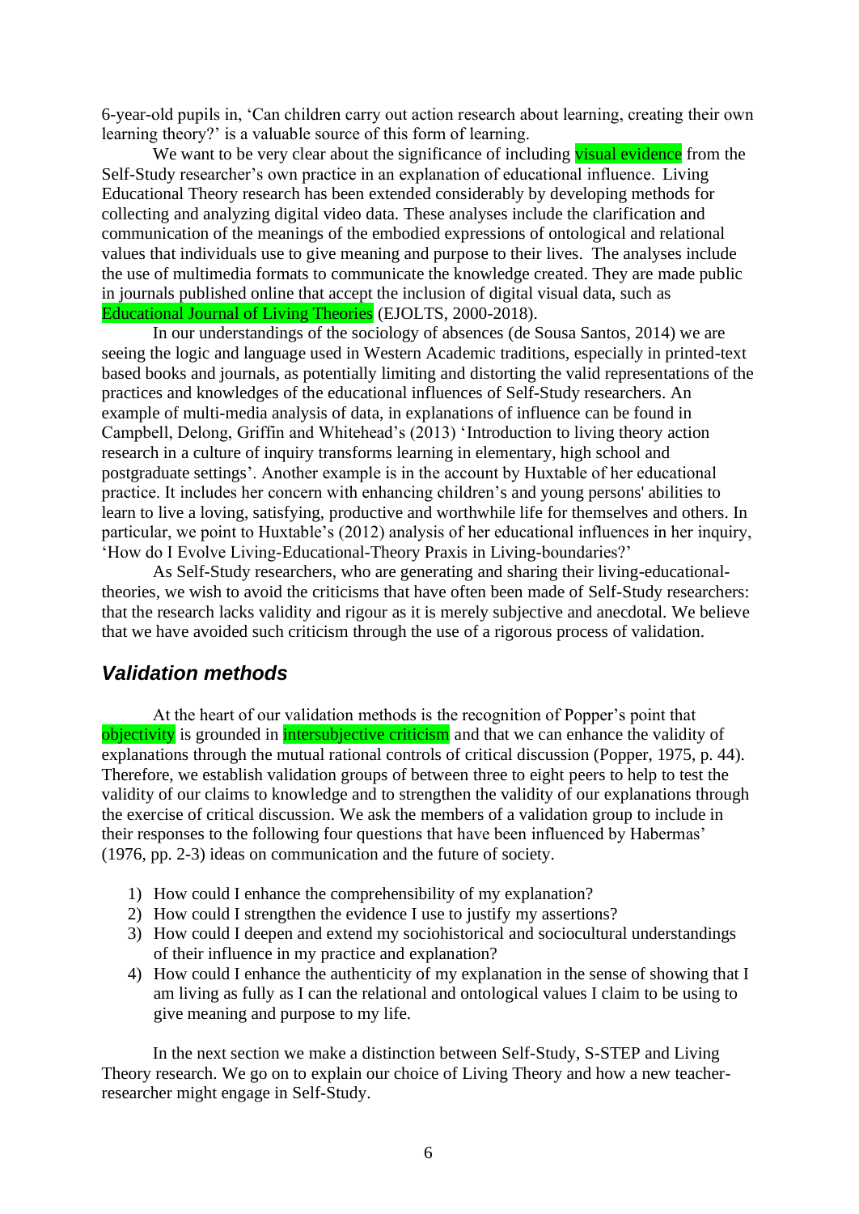6-year-old pupils in, 'Can children carry out action research about learning, creating their own learning theory?' is a valuable source of this form of learning.

We want to be very clear about the significance of including visual evidence from the Self-Study researcher's own practice in an explanation of educational influence. Living Educational Theory research has been extended considerably by developing methods for collecting and analyzing digital video data. These analyses include the clarification and communication of the meanings of the embodied expressions of ontological and relational values that individuals use to give meaning and purpose to their lives. The analyses include the use of multimedia formats to communicate the knowledge created. They are made public in journals published online that accept the inclusion of digital visual data, such as Educational Journal of Living Theories (EJOLTS, 2000-2018).

In our understandings of the sociology of absences (de Sousa Santos, 2014) we are seeing the logic and language used in Western Academic traditions, especially in printed-text based books and journals, as potentially limiting and distorting the valid representations of the practices and knowledges of the educational influences of Self-Study researchers. An example of multi-media analysis of data, in explanations of influence can be found in Campbell, Delong, Griffin and Whitehead's (2013) 'Introduction to living theory action research in a culture of inquiry transforms learning in elementary, high school and postgraduate settings'. Another example is in the account by Huxtable of her educational practice. It includes her concern with enhancing children's and young persons' abilities to learn to live a loving, satisfying, productive and worthwhile life for themselves and others. In particular, we point to Huxtable's (2012) analysis of her educational influences in her inquiry, 'How do I Evolve Living-Educational-Theory Praxis in Living-boundaries?'

As Self-Study researchers, who are generating and sharing their living-educational-theories, we wish to avoid the criticisms that have often been made of Self-Study researchers: that the research lacks validity and rigour as it is merely subjective and anecdotal. We believe that we have avoided such criticism through the use of a rigorous process of validation.

## *Validation methods*

At the heart of our validation methods is the recognition of Popper's point that objectivity is grounded in intersubjective criticism and that we can enhance the validity of explanations through the mutual rational controls of critical discussion (Popper, 1975, p. 44). Therefore, we establish validation groups of between three to eight peers to help to test the validity of our claims to knowledge and to strengthen the validity of our explanations through the exercise of critical discussion. We ask the members of a validation group to include in their responses to the following four questions that have been influenced by Habermas' (1976, pp. 2-3) ideas on communication and the future of society.

1) How could I enhance the comprehensibility of my explanation?
2) How could I strengthen the evidence I use to justify my assertions?
3) How could I deepen and extend my sociohistorical and sociocultural understandings of their influence in my practice and explanation?
4) How could I enhance the authenticity of my explanation in the sense of showing that I am living as fully as I can the relational and ontological values I claim to be using to give meaning and purpose to my life.

In the next section we make a distinction between Self-Study, S-STEP and Living Theory research. We go on to explain our choice of Living Theory and how a new teacher-researcher might engage in Self-Study.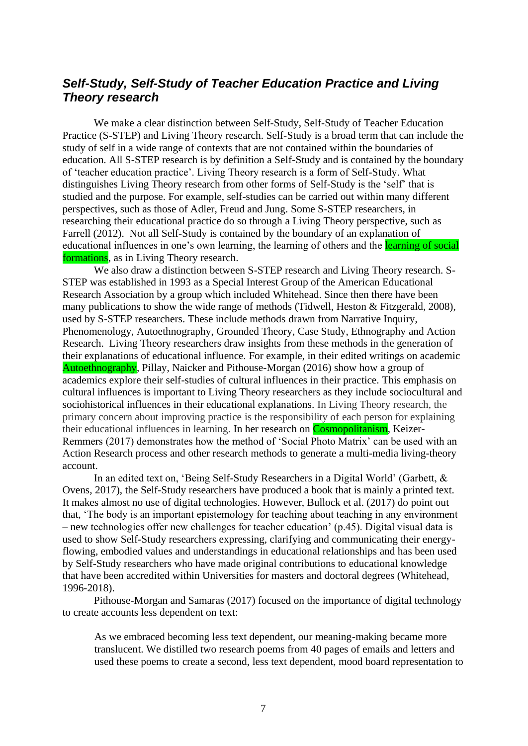## *Self-Study, Self-Study of Teacher Education Practice and Living Theory research*

We make a clear distinction between Self-Study, Self-Study of Teacher Education Practice (S-STEP) and Living Theory research. Self-Study is a broad term that can include the study of self in a wide range of contexts that are not contained within the boundaries of education. All S-STEP research is by definition a Self-Study and is contained by the boundary of 'teacher education practice'. Living Theory research is a form of Self-Study. What distinguishes Living Theory research from other forms of Self-Study is the 'self' that is studied and the purpose. For example, self-studies can be carried out within many different perspectives, such as those of Adler, Freud and Jung. Some S-STEP researchers, in researching their educational practice do so through a Living Theory perspective, such as Farrell (2012). Not all Self-Study is contained by the boundary of an explanation of educational influences in one's own learning, the learning of others and the learning of social formations, as in Living Theory research.

We also draw a distinction between S-STEP research and Living Theory research. S-STEP was established in 1993 as a Special Interest Group of the American Educational Research Association by a group which included Whitehead. Since then there have been many publications to show the wide range of methods (Tidwell, Heston & Fitzgerald, 2008), used by S-STEP researchers. These include methods drawn from Narrative Inquiry, Phenomenology, Autoethnography, Grounded Theory, Case Study, Ethnography and Action Research. Living Theory researchers draw insights from these methods in the generation of their explanations of educational influence. For example, in their edited writings on academic Autoethnography, Pillay, Naicker and Pithouse-Morgan (2016) show how a group of academics explore their self-studies of cultural influences in their practice. This emphasis on cultural influences is important to Living Theory researchers as they include sociocultural and sociohistorical influences in their educational explanations. In Living Theory research, the primary concern about improving practice is the responsibility of each person for explaining their educational influences in learning. In her research on Cosmopolitanism, Keizer-Remmers (2017) demonstrates how the method of 'Social Photo Matrix' can be used with an Action Research process and other research methods to generate a multi-media living-theory account.

In an edited text on, 'Being Self-Study Researchers in a Digital World' (Garbett, & Ovens, 2017), the Self-Study researchers have produced a book that is mainly a printed text. It makes almost no use of digital technologies. However, Bullock et al. (2017) do point out that, 'The body is an important epistemology for teaching about teaching in any environment – new technologies offer new challenges for teacher education' (p.45). Digital visual data is used to show Self-Study researchers expressing, clarifying and communicating their energy-flowing, embodied values and understandings in educational relationships and has been used by Self-Study researchers who have made original contributions to educational knowledge that have been accredited within Universities for masters and doctoral degrees (Whitehead, 1996-2018).

Pithouse-Morgan and Samaras (2017) focused on the importance of digital technology to create accounts less dependent on text:

> As we embraced becoming less text dependent, our meaning-making became more translucent. We distilled two research poems from 40 pages of emails and letters and used these poems to create a second, less text dependent, mood board representation to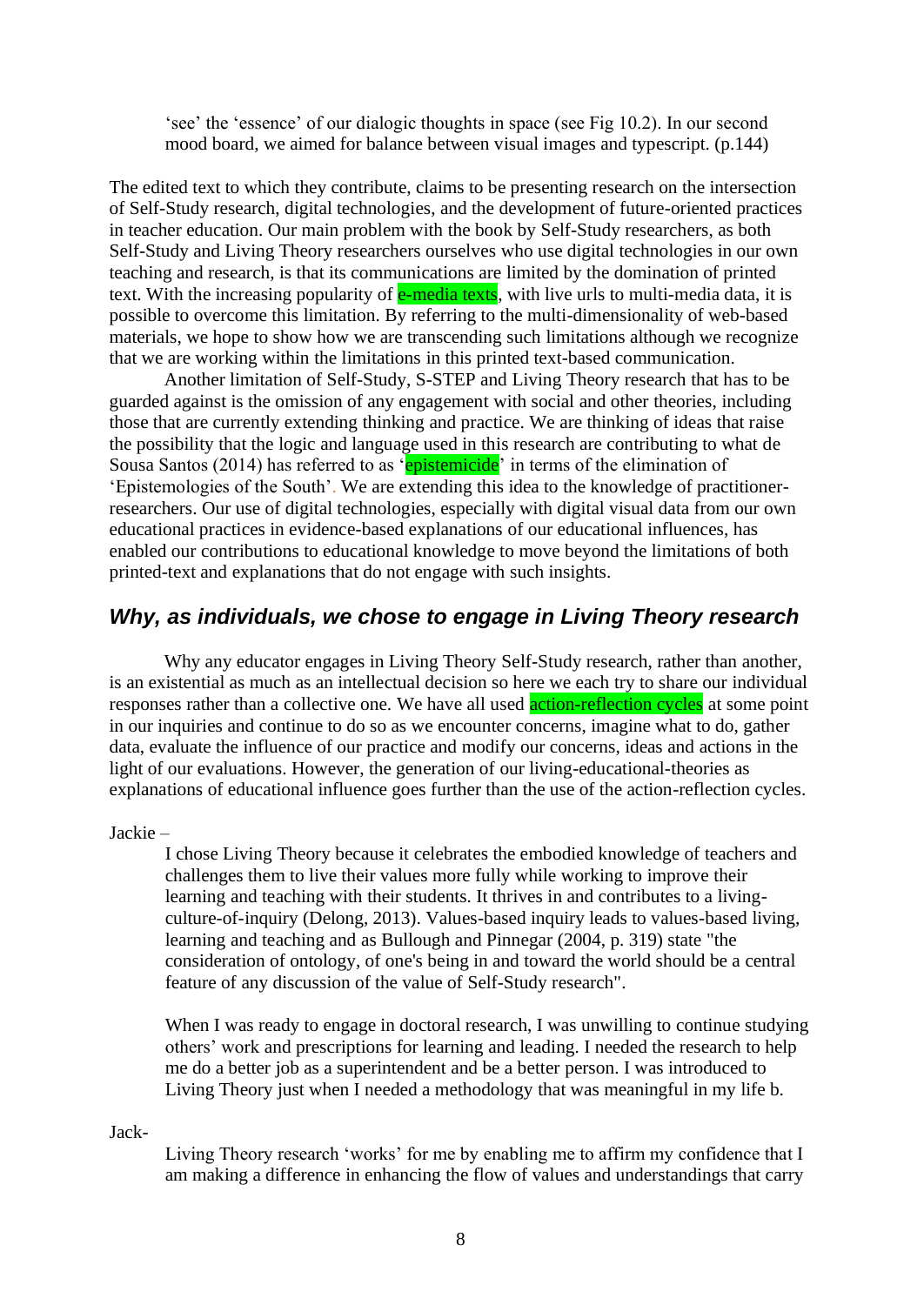> 'see' the 'essence' of our dialogic thoughts in space (see Fig 10.2). In our second mood board, we aimed for balance between visual images and typescript. (p.144)

The edited text to which they contribute, claims to be presenting research on the intersection of Self-Study research, digital technologies, and the development of future-oriented practices in teacher education. Our main problem with the book by Self-Study researchers, as both Self-Study and Living Theory researchers ourselves who use digital technologies in our own teaching and research, is that its communications are limited by the domination of printed text. With the increasing popularity of e-media texts, with live urls to multi-media data, it is possible to overcome this limitation. By referring to the multi-dimensionality of web-based materials, we hope to show how we are transcending such limitations although we recognize that we are working within the limitations in this printed text-based communication.

Another limitation of Self-Study, S-STEP and Living Theory research that has to be guarded against is the omission of any engagement with social and other theories, including those that are currently extending thinking and practice. We are thinking of ideas that raise the possibility that the logic and language used in this research are contributing to what de Sousa Santos (2014) has referred to as 'epistemicide' in terms of the elimination of 'Epistemologies of the South'. We are extending this idea to the knowledge of practitioner-researchers. Our use of digital technologies, especially with digital visual data from our own educational practices in evidence-based explanations of our educational influences, has enabled our contributions to educational knowledge to move beyond the limitations of both printed-text and explanations that do not engage with such insights.

## *Why, as individuals, we chose to engage in Living Theory research*

Why any educator engages in Living Theory Self-Study research, rather than another, is an existential as much as an intellectual decision so here we each try to share our individual responses rather than a collective one. We have all used action-reflection cycles at some point in our inquiries and continue to do so as we encounter concerns, imagine what to do, gather data, evaluate the influence of our practice and modify our concerns, ideas and actions in the light of our evaluations. However, the generation of our living-educational-theories as explanations of educational influence goes further than the use of the action-reflection cycles.

Jackie –

> I chose Living Theory because it celebrates the embodied knowledge of teachers and challenges them to live their values more fully while working to improve their learning and teaching with their students. It thrives in and contributes to a living-culture-of-inquiry (Delong, 2013). Values-based inquiry leads to values-based living, learning and teaching and as Bullough and Pinnegar (2004, p. 319) state "the consideration of ontology, of one's being in and toward the world should be a central feature of any discussion of the value of Self-Study research".
>
> When I was ready to engage in doctoral research, I was unwilling to continue studying others' work and prescriptions for learning and leading. I needed the research to help me do a better job as a superintendent and be a better person. I was introduced to Living Theory just when I needed a methodology that was meaningful in my life b.

Jack-

> Living Theory research 'works' for me by enabling me to affirm my confidence that I am making a difference in enhancing the flow of values and understandings that carry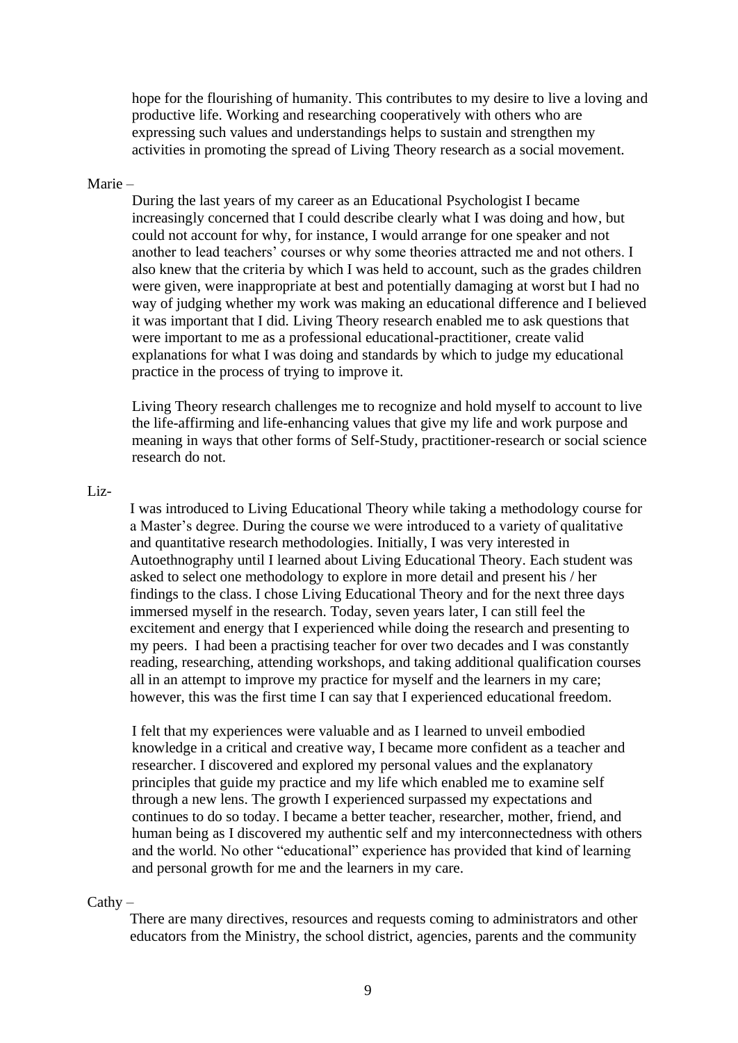hope for the flourishing of humanity. This contributes to my desire to live a loving and productive life. Working and researching cooperatively with others who are expressing such values and understandings helps to sustain and strengthen my activities in promoting the spread of Living Theory research as a social movement.

Marie –

During the last years of my career as an Educational Psychologist I became increasingly concerned that I could describe clearly what I was doing and how, but could not account for why, for instance, I would arrange for one speaker and not another to lead teachers' courses or why some theories attracted me and not others. I also knew that the criteria by which I was held to account, such as the grades children were given, were inappropriate at best and potentially damaging at worst but I had no way of judging whether my work was making an educational difference and I believed it was important that I did. Living Theory research enabled me to ask questions that were important to me as a professional educational-practitioner, create valid explanations for what I was doing and standards by which to judge my educational practice in the process of trying to improve it.

Living Theory research challenges me to recognize and hold myself to account to live the life-affirming and life-enhancing values that give my life and work purpose and meaning in ways that other forms of Self-Study, practitioner-research or social science research do not.

Liz-

I was introduced to Living Educational Theory while taking a methodology course for a Master's degree. During the course we were introduced to a variety of qualitative and quantitative research methodologies. Initially, I was very interested in Autoethnography until I learned about Living Educational Theory. Each student was asked to select one methodology to explore in more detail and present his / her findings to the class. I chose Living Educational Theory and for the next three days immersed myself in the research. Today, seven years later, I can still feel the excitement and energy that I experienced while doing the research and presenting to my peers. I had been a practising teacher for over two decades and I was constantly reading, researching, attending workshops, and taking additional qualification courses all in an attempt to improve my practice for myself and the learners in my care; however, this was the first time I can say that I experienced educational freedom.

I felt that my experiences were valuable and as I learned to unveil embodied knowledge in a critical and creative way, I became more confident as a teacher and researcher. I discovered and explored my personal values and the explanatory principles that guide my practice and my life which enabled me to examine self through a new lens. The growth I experienced surpassed my expectations and continues to do so today. I became a better teacher, researcher, mother, friend, and human being as I discovered my authentic self and my interconnectedness with others and the world. No other "educational" experience has provided that kind of learning and personal growth for me and the learners in my care.

Cathy –

There are many directives, resources and requests coming to administrators and other educators from the Ministry, the school district, agencies, parents and the community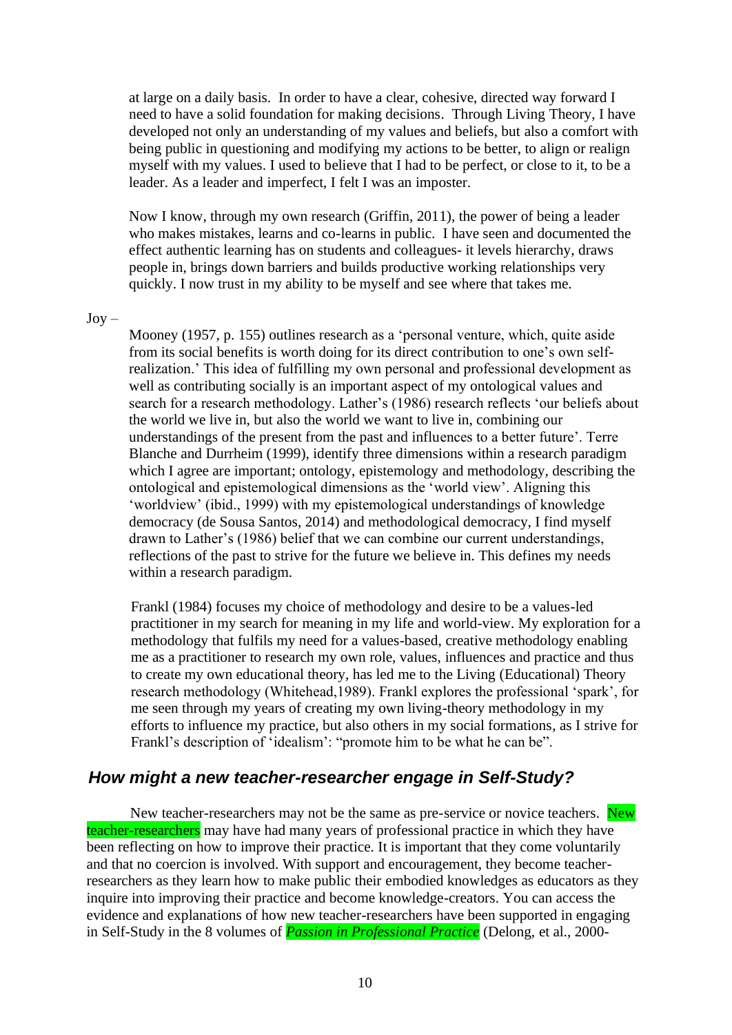at large on a daily basis. In order to have a clear, cohesive, directed way forward I need to have a solid foundation for making decisions. Through Living Theory, I have developed not only an understanding of my values and beliefs, but also a comfort with being public in questioning and modifying my actions to be better, to align or realign myself with my values. I used to believe that I had to be perfect, or close to it, to be a leader. As a leader and imperfect, I felt I was an imposter.

Now I know, through my own research (Griffin, 2011), the power of being a leader who makes mistakes, learns and co-learns in public. I have seen and documented the effect authentic learning has on students and colleagues- it levels hierarchy, draws people in, brings down barriers and builds productive working relationships very quickly. I now trust in my ability to be myself and see where that takes me.

Joy –

Mooney (1957, p. 155) outlines research as a 'personal venture, which, quite aside from its social benefits is worth doing for its direct contribution to one's own self-realization.' This idea of fulfilling my own personal and professional development as well as contributing socially is an important aspect of my ontological values and search for a research methodology. Lather's (1986) research reflects 'our beliefs about the world we live in, but also the world we want to live in, combining our understandings of the present from the past and influences to a better future'. Terre Blanche and Durrheim (1999), identify three dimensions within a research paradigm which I agree are important; ontology, epistemology and methodology, describing the ontological and epistemological dimensions as the 'world view'. Aligning this 'worldview' (ibid., 1999) with my epistemological understandings of knowledge democracy (de Sousa Santos, 2014) and methodological democracy, I find myself drawn to Lather's (1986) belief that we can combine our current understandings, reflections of the past to strive for the future we believe in. This defines my needs within a research paradigm.

Frankl (1984) focuses my choice of methodology and desire to be a values-led practitioner in my search for meaning in my life and world-view. My exploration for a methodology that fulfils my need for a values-based, creative methodology enabling me as a practitioner to research my own role, values, influences and practice and thus to create my own educational theory, has led me to the Living (Educational) Theory research methodology (Whitehead,1989). Frankl explores the professional 'spark', for me seen through my years of creating my own living-theory methodology in my efforts to influence my practice, but also others in my social formations, as I strive for Frankl's description of 'idealism': "promote him to be what he can be".

## *How might a new teacher-researcher engage in Self-Study?*

New teacher-researchers may not be the same as pre-service or novice teachers. New teacher-researchers may have had many years of professional practice in which they have been reflecting on how to improve their practice. It is important that they come voluntarily and that no coercion is involved. With support and encouragement, they become teacher-researchers as they learn how to make public their embodied knowledges as educators as they inquire into improving their practice and become knowledge-creators. You can access the evidence and explanations of how new teacher-researchers have been supported in engaging in Self-Study in the 8 volumes of ***Passion in Professional Practice*** (Delong, et al., 2000-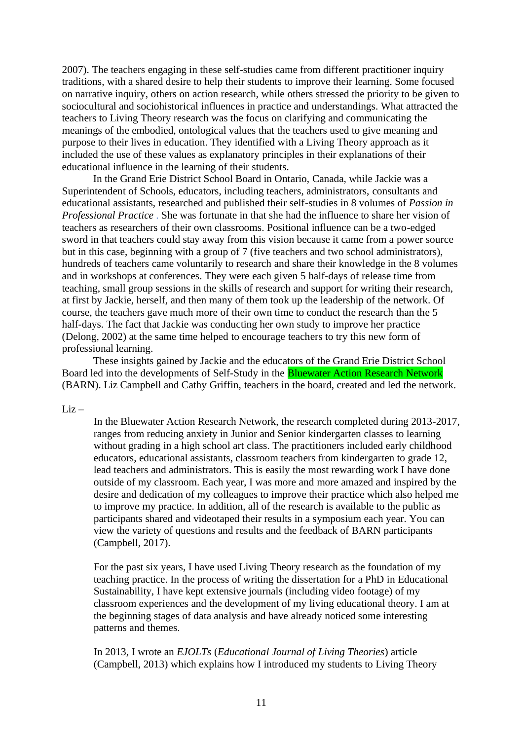2007). The teachers engaging in these self-studies came from different practitioner inquiry traditions, with a shared desire to help their students to improve their learning. Some focused on narrative inquiry, others on action research, while others stressed the priority to be given to sociocultural and sociohistorical influences in practice and understandings. What attracted the teachers to Living Theory research was the focus on clarifying and communicating the meanings of the embodied, ontological values that the teachers used to give meaning and purpose to their lives in education. They identified with a Living Theory approach as it included the use of these values as explanatory principles in their explanations of their educational influence in the learning of their students.

In the Grand Erie District School Board in Ontario, Canada, while Jackie was a Superintendent of Schools, educators, including teachers, administrators, consultants and educational assistants, researched and published their self-studies in 8 volumes of *Passion in Professional Practice* . She was fortunate in that she had the influence to share her vision of teachers as researchers of their own classrooms. Positional influence can be a two-edged sword in that teachers could stay away from this vision because it came from a power source but in this case, beginning with a group of 7 (five teachers and two school administrators), hundreds of teachers came voluntarily to research and share their knowledge in the 8 volumes and in workshops at conferences. They were each given 5 half-days of release time from teaching, small group sessions in the skills of research and support for writing their research, at first by Jackie, herself, and then many of them took up the leadership of the network. Of course, the teachers gave much more of their own time to conduct the research than the 5 half-days. The fact that Jackie was conducting her own study to improve her practice (Delong, 2002) at the same time helped to encourage teachers to try this new form of professional learning.

These insights gained by Jackie and the educators of the Grand Erie District School Board led into the developments of Self-Study in the Bluewater Action Research Network (BARN). Liz Campbell and Cathy Griffin, teachers in the board, created and led the network.

Liz –

> In the Bluewater Action Research Network, the research completed during 2013-2017, ranges from reducing anxiety in Junior and Senior kindergarten classes to learning without grading in a high school art class. The practitioners included early childhood educators, educational assistants, classroom teachers from kindergarten to grade 12, lead teachers and administrators. This is easily the most rewarding work I have done outside of my classroom. Each year, I was more and more amazed and inspired by the desire and dedication of my colleagues to improve their practice which also helped me to improve my practice. In addition, all of the research is available to the public as participants shared and videotaped their results in a symposium each year. You can view the variety of questions and results and the feedback of BARN participants (Campbell, 2017).
>
> For the past six years, I have used Living Theory research as the foundation of my teaching practice. In the process of writing the dissertation for a PhD in Educational Sustainability, I have kept extensive journals (including video footage) of my classroom experiences and the development of my living educational theory. I am at the beginning stages of data analysis and have already noticed some interesting patterns and themes.
>
> In 2013, I wrote an *EJOLTs* (*Educational Journal of Living Theories*) article (Campbell, 2013) which explains how I introduced my students to Living Theory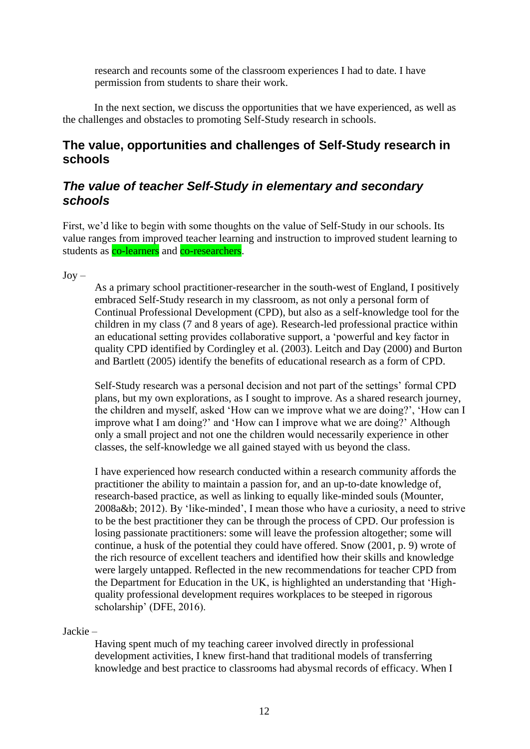research and recounts some of the classroom experiences I had to date. I have permission from students to share their work.

In the next section, we discuss the opportunities that we have experienced, as well as the challenges and obstacles to promoting Self-Study research in schools.

## The value, opportunities and challenges of Self-Study research in schools

### *The value of teacher Self-Study in elementary and secondary schools*

First, we'd like to begin with some thoughts on the value of Self-Study in our schools. Its value ranges from improved teacher learning and instruction to improved student learning to students as co-learners and co-researchers.

Joy –

> As a primary school practitioner-researcher in the south-west of England, I positively embraced Self-Study research in my classroom, as not only a personal form of Continual Professional Development (CPD), but also as a self-knowledge tool for the children in my class (7 and 8 years of age). Research-led professional practice within an educational setting provides collaborative support, a 'powerful and key factor in quality CPD identified by Cordingley et al. (2003). Leitch and Day (2000) and Burton and Bartlett (2005) identify the benefits of educational research as a form of CPD.
>
> Self-Study research was a personal decision and not part of the settings' formal CPD plans, but my own explorations, as I sought to improve. As a shared research journey, the children and myself, asked 'How can we improve what we are doing?', 'How can I improve what I am doing?' and 'How can I improve what we are doing?' Although only a small project and not one the children would necessarily experience in other classes, the self-knowledge we all gained stayed with us beyond the class.
>
> I have experienced how research conducted within a research community affords the practitioner the ability to maintain a passion for, and an up-to-date knowledge of, research-based practice, as well as linking to equally like-minded souls (Mounter, 2008a&b; 2012). By 'like-minded', I mean those who have a curiosity, a need to strive to be the best practitioner they can be through the process of CPD. Our profession is losing passionate practitioners: some will leave the profession altogether; some will continue, a husk of the potential they could have offered. Snow (2001, p. 9) wrote of the rich resource of excellent teachers and identified how their skills and knowledge were largely untapped. Reflected in the new recommendations for teacher CPD from the Department for Education in the UK, is highlighted an understanding that 'High-quality professional development requires workplaces to be steeped in rigorous scholarship' (DFE, 2016).

Jackie –

> Having spent much of my teaching career involved directly in professional development activities, I knew first-hand that traditional models of transferring knowledge and best practice to classrooms had abysmal records of efficacy. When I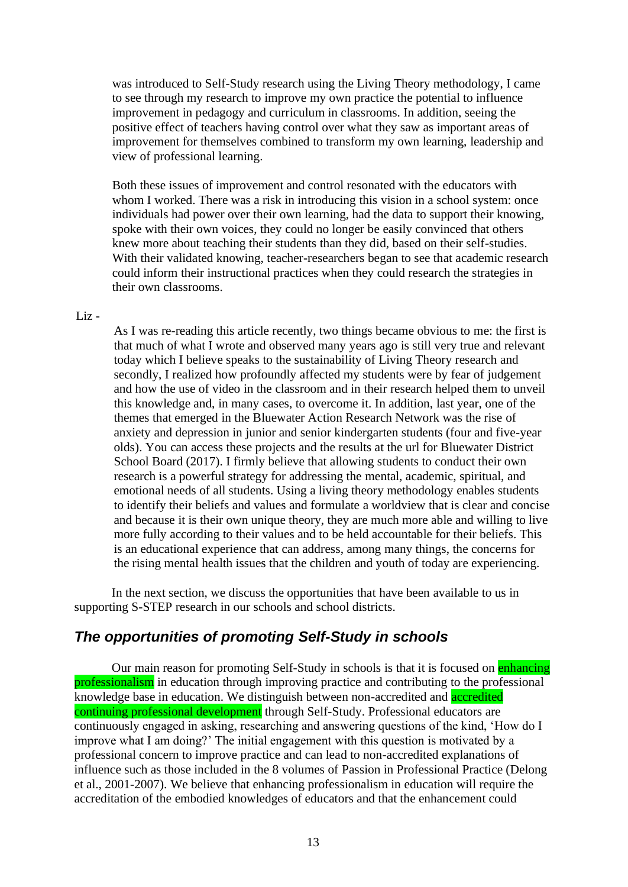was introduced to Self-Study research using the Living Theory methodology, I came to see through my research to improve my own practice the potential to influence improvement in pedagogy and curriculum in classrooms. In addition, seeing the positive effect of teachers having control over what they saw as important areas of improvement for themselves combined to transform my own learning, leadership and view of professional learning.

> Both these issues of improvement and control resonated with the educators with whom I worked. There was a risk in introducing this vision in a school system: once individuals had power over their own learning, had the data to support their knowing, spoke with their own voices, they could no longer be easily convinced that others knew more about teaching their students than they did, based on their self-studies. With their validated knowing, teacher-researchers began to see that academic research could inform their instructional practices when they could research the strategies in their own classrooms.

Liz -

> As I was re-reading this article recently, two things became obvious to me: the first is that much of what I wrote and observed many years ago is still very true and relevant today which I believe speaks to the sustainability of Living Theory research and secondly, I realized how profoundly affected my students were by fear of judgement and how the use of video in the classroom and in their research helped them to unveil this knowledge and, in many cases, to overcome it. In addition, last year, one of the themes that emerged in the Bluewater Action Research Network was the rise of anxiety and depression in junior and senior kindergarten students (four and five-year olds). You can access these projects and the results at the url for Bluewater District School Board (2017). I firmly believe that allowing students to conduct their own research is a powerful strategy for addressing the mental, academic, spiritual, and emotional needs of all students. Using a living theory methodology enables students to identify their beliefs and values and formulate a worldview that is clear and concise and because it is their own unique theory, they are much more able and willing to live more fully according to their values and to be held accountable for their beliefs. This is an educational experience that can address, among many things, the concerns for the rising mental health issues that the children and youth of today are experiencing.

In the next section, we discuss the opportunities that have been available to us in supporting S-STEP research in our schools and school districts.

## *The opportunities of promoting Self-Study in schools*

Our main reason for promoting Self-Study in schools is that it is focused on enhancing professionalism in education through improving practice and contributing to the professional knowledge base in education. We distinguish between non-accredited and accredited continuing professional development through Self-Study. Professional educators are continuously engaged in asking, researching and answering questions of the kind, 'How do I improve what I am doing?' The initial engagement with this question is motivated by a professional concern to improve practice and can lead to non-accredited explanations of influence such as those included in the 8 volumes of Passion in Professional Practice (Delong et al., 2001-2007). We believe that enhancing professionalism in education will require the accreditation of the embodied knowledges of educators and that the enhancement could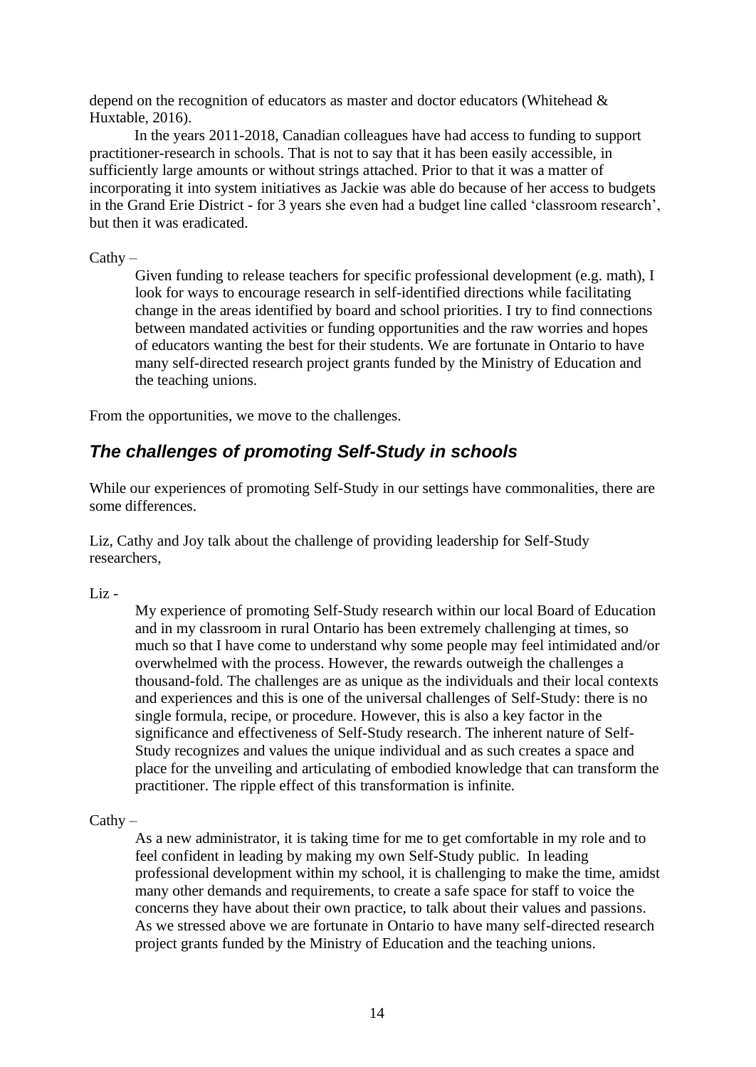depend on the recognition of educators as master and doctor educators (Whitehead & Huxtable, 2016).

In the years 2011-2018, Canadian colleagues have had access to funding to support practitioner-research in schools. That is not to say that it has been easily accessible, in sufficiently large amounts or without strings attached. Prior to that it was a matter of incorporating it into system initiatives as Jackie was able do because of her access to budgets in the Grand Erie District - for 3 years she even had a budget line called 'classroom research', but then it was eradicated.

Cathy –

> Given funding to release teachers for specific professional development (e.g. math), I look for ways to encourage research in self-identified directions while facilitating change in the areas identified by board and school priorities. I try to find connections between mandated activities or funding opportunities and the raw worries and hopes of educators wanting the best for their students. We are fortunate in Ontario to have many self-directed research project grants funded by the Ministry of Education and the teaching unions.

From the opportunities, we move to the challenges.

## *The challenges of promoting Self-Study in schools*

While our experiences of promoting Self-Study in our settings have commonalities, there are some differences.

Liz, Cathy and Joy talk about the challenge of providing leadership for Self-Study researchers,

Liz -

> My experience of promoting Self-Study research within our local Board of Education and in my classroom in rural Ontario has been extremely challenging at times, so much so that I have come to understand why some people may feel intimidated and/or overwhelmed with the process. However, the rewards outweigh the challenges a thousand-fold. The challenges are as unique as the individuals and their local contexts and experiences and this is one of the universal challenges of Self-Study: there is no single formula, recipe, or procedure. However, this is also a key factor in the significance and effectiveness of Self-Study research. The inherent nature of Self-Study recognizes and values the unique individual and as such creates a space and place for the unveiling and articulating of embodied knowledge that can transform the practitioner. The ripple effect of this transformation is infinite.

Cathy –

> As a new administrator, it is taking time for me to get comfortable in my role and to feel confident in leading by making my own Self-Study public. In leading professional development within my school, it is challenging to make the time, amidst many other demands and requirements, to create a safe space for staff to voice the concerns they have about their own practice, to talk about their values and passions. As we stressed above we are fortunate in Ontario to have many self-directed research project grants funded by the Ministry of Education and the teaching unions.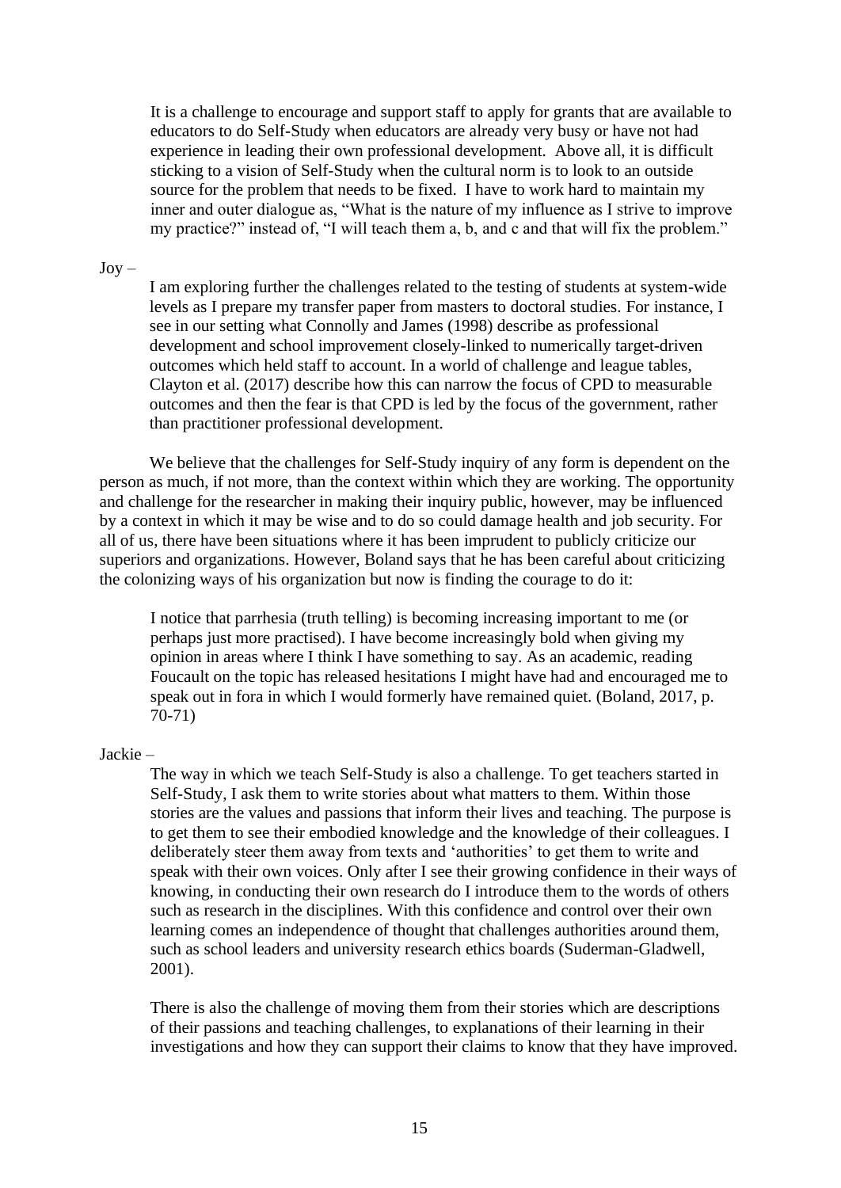It is a challenge to encourage and support staff to apply for grants that are available to educators to do Self-Study when educators are already very busy or have not had experience in leading their own professional development. Above all, it is difficult sticking to a vision of Self-Study when the cultural norm is to look to an outside source for the problem that needs to be fixed. I have to work hard to maintain my inner and outer dialogue as, "What is the nature of my influence as I strive to improve my practice?" instead of, "I will teach them a, b, and c and that will fix the problem."

Joy –

> I am exploring further the challenges related to the testing of students at system-wide levels as I prepare my transfer paper from masters to doctoral studies. For instance, I see in our setting what Connolly and James (1998) describe as professional development and school improvement closely-linked to numerically target-driven outcomes which held staff to account. In a world of challenge and league tables, Clayton et al. (2017) describe how this can narrow the focus of CPD to measurable outcomes and then the fear is that CPD is led by the focus of the government, rather than practitioner professional development.

We believe that the challenges for Self-Study inquiry of any form is dependent on the person as much, if not more, than the context within which they are working. The opportunity and challenge for the researcher in making their inquiry public, however, may be influenced by a context in which it may be wise and to do so could damage health and job security. For all of us, there have been situations where it has been imprudent to publicly criticize our superiors and organizations. However, Boland says that he has been careful about criticizing the colonizing ways of his organization but now is finding the courage to do it:

> I notice that parrhesia (truth telling) is becoming increasing important to me (or perhaps just more practised). I have become increasingly bold when giving my opinion in areas where I think I have something to say. As an academic, reading Foucault on the topic has released hesitations I might have had and encouraged me to speak out in fora in which I would formerly have remained quiet. (Boland, 2017, p. 70-71)

Jackie –

> The way in which we teach Self-Study is also a challenge. To get teachers started in Self-Study, I ask them to write stories about what matters to them. Within those stories are the values and passions that inform their lives and teaching. The purpose is to get them to see their embodied knowledge and the knowledge of their colleagues. I deliberately steer them away from texts and 'authorities' to get them to write and speak with their own voices. Only after I see their growing confidence in their ways of knowing, in conducting their own research do I introduce them to the words of others such as research in the disciplines. With this confidence and control over their own learning comes an independence of thought that challenges authorities around them, such as school leaders and university research ethics boards (Suderman-Gladwell, 2001).
>
> There is also the challenge of moving them from their stories which are descriptions of their passions and teaching challenges, to explanations of their learning in their investigations and how they can support their claims to know that they have improved.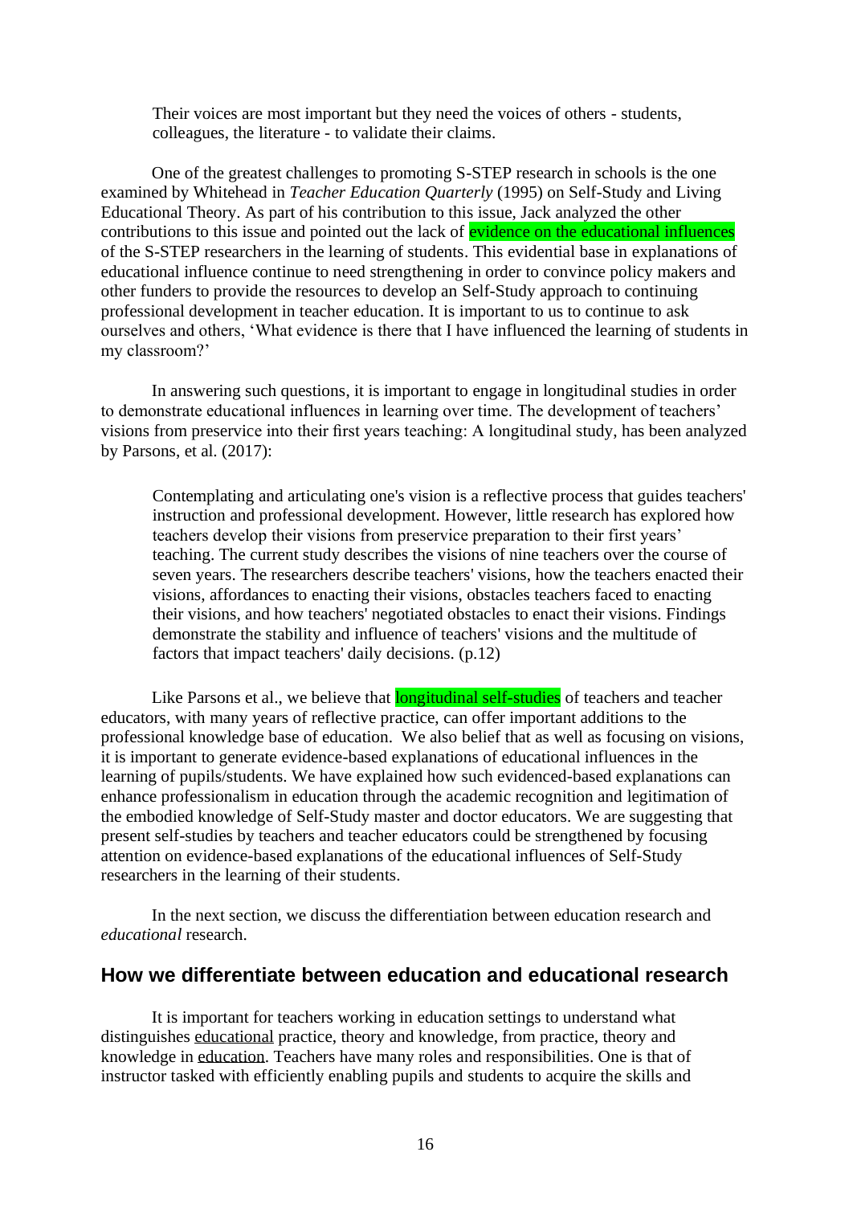> Their voices are most important but they need the voices of others - students, colleagues, the literature - to validate their claims.

One of the greatest challenges to promoting S-STEP research in schools is the one examined by Whitehead in *Teacher Education Quarterly* (1995) on Self-Study and Living Educational Theory. As part of his contribution to this issue, Jack analyzed the other contributions to this issue and pointed out the lack of evidence on the educational influences of the S-STEP researchers in the learning of students. This evidential base in explanations of educational influence continue to need strengthening in order to convince policy makers and other funders to provide the resources to develop an Self-Study approach to continuing professional development in teacher education. It is important to us to continue to ask ourselves and others, 'What evidence is there that I have influenced the learning of students in my classroom?'

In answering such questions, it is important to engage in longitudinal studies in order to demonstrate educational influences in learning over time. The development of teachers' visions from preservice into their first years teaching: A longitudinal study, has been analyzed by Parsons, et al. (2017):

> Contemplating and articulating one's vision is a reflective process that guides teachers' instruction and professional development. However, little research has explored how teachers develop their visions from preservice preparation to their first years' teaching. The current study describes the visions of nine teachers over the course of seven years. The researchers describe teachers' visions, how the teachers enacted their visions, affordances to enacting their visions, obstacles teachers faced to enacting their visions, and how teachers' negotiated obstacles to enact their visions. Findings demonstrate the stability and influence of teachers' visions and the multitude of factors that impact teachers' daily decisions. (p.12)

Like Parsons et al., we believe that longitudinal self-studies of teachers and teacher educators, with many years of reflective practice, can offer important additions to the professional knowledge base of education. We also belief that as well as focusing on visions, it is important to generate evidence-based explanations of educational influences in the learning of pupils/students. We have explained how such evidenced-based explanations can enhance professionalism in education through the academic recognition and legitimation of the embodied knowledge of Self-Study master and doctor educators. We are suggesting that present self-studies by teachers and teacher educators could be strengthened by focusing attention on evidence-based explanations of the educational influences of Self-Study researchers in the learning of their students.

In the next section, we discuss the differentiation between education research and *educational* research.

## How we differentiate between education and educational research

It is important for teachers working in education settings to understand what distinguishes educational practice, theory and knowledge, from practice, theory and knowledge in education. Teachers have many roles and responsibilities. One is that of instructor tasked with efficiently enabling pupils and students to acquire the skills and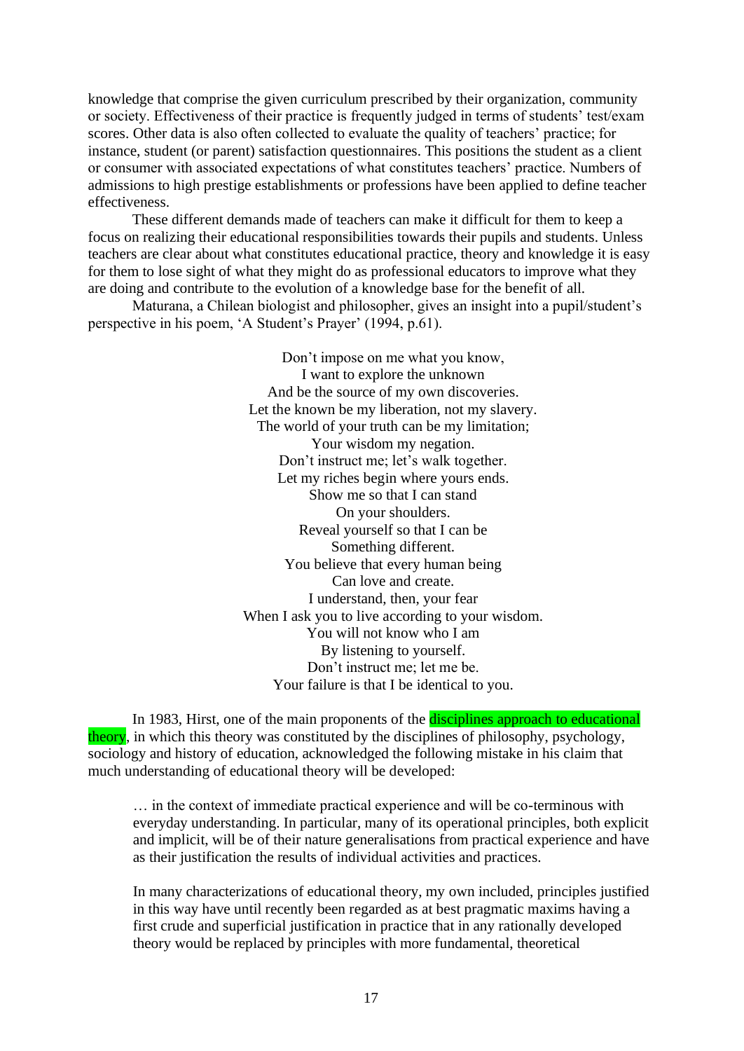knowledge that comprise the given curriculum prescribed by their organization, community or society. Effectiveness of their practice is frequently judged in terms of students' test/exam scores. Other data is also often collected to evaluate the quality of teachers' practice; for instance, student (or parent) satisfaction questionnaires. This positions the student as a client or consumer with associated expectations of what constitutes teachers' practice. Numbers of admissions to high prestige establishments or professions have been applied to define teacher effectiveness.

These different demands made of teachers can make it difficult for them to keep a focus on realizing their educational responsibilities towards their pupils and students. Unless teachers are clear about what constitutes educational practice, theory and knowledge it is easy for them to lose sight of what they might do as professional educators to improve what they are doing and contribute to the evolution of a knowledge base for the benefit of all.

Maturana, a Chilean biologist and philosopher, gives an insight into a pupil/student's perspective in his poem, 'A Student's Prayer' (1994, p.61).

Don't impose on me what you know,  
I want to explore the unknown  
And be the source of my own discoveries.  
Let the known be my liberation, not my slavery.  
The world of your truth can be my limitation;  
Your wisdom my negation.  
Don't instruct me; let's walk together.  
Let my riches begin where yours ends.  
Show me so that I can stand  
On your shoulders.  
Reveal yourself so that I can be  
Something different.  
You believe that every human being  
Can love and create.  
I understand, then, your fear  
When I ask you to live according to your wisdom.  
You will not know who I am  
By listening to yourself.  
Don't instruct me; let me be.  
Your failure is that I be identical to you.

In 1983, Hirst, one of the main proponents of the disciplines approach to educational theory, in which this theory was constituted by the disciplines of philosophy, psychology, sociology and history of education, acknowledged the following mistake in his claim that much understanding of educational theory will be developed:

> … in the context of immediate practical experience and will be co-terminous with everyday understanding. In particular, many of its operational principles, both explicit and implicit, will be of their nature generalisations from practical experience and have as their justification the results of individual activities and practices.
>
> In many characterizations of educational theory, my own included, principles justified in this way have until recently been regarded as at best pragmatic maxims having a first crude and superficial justification in practice that in any rationally developed theory would be replaced by principles with more fundamental, theoretical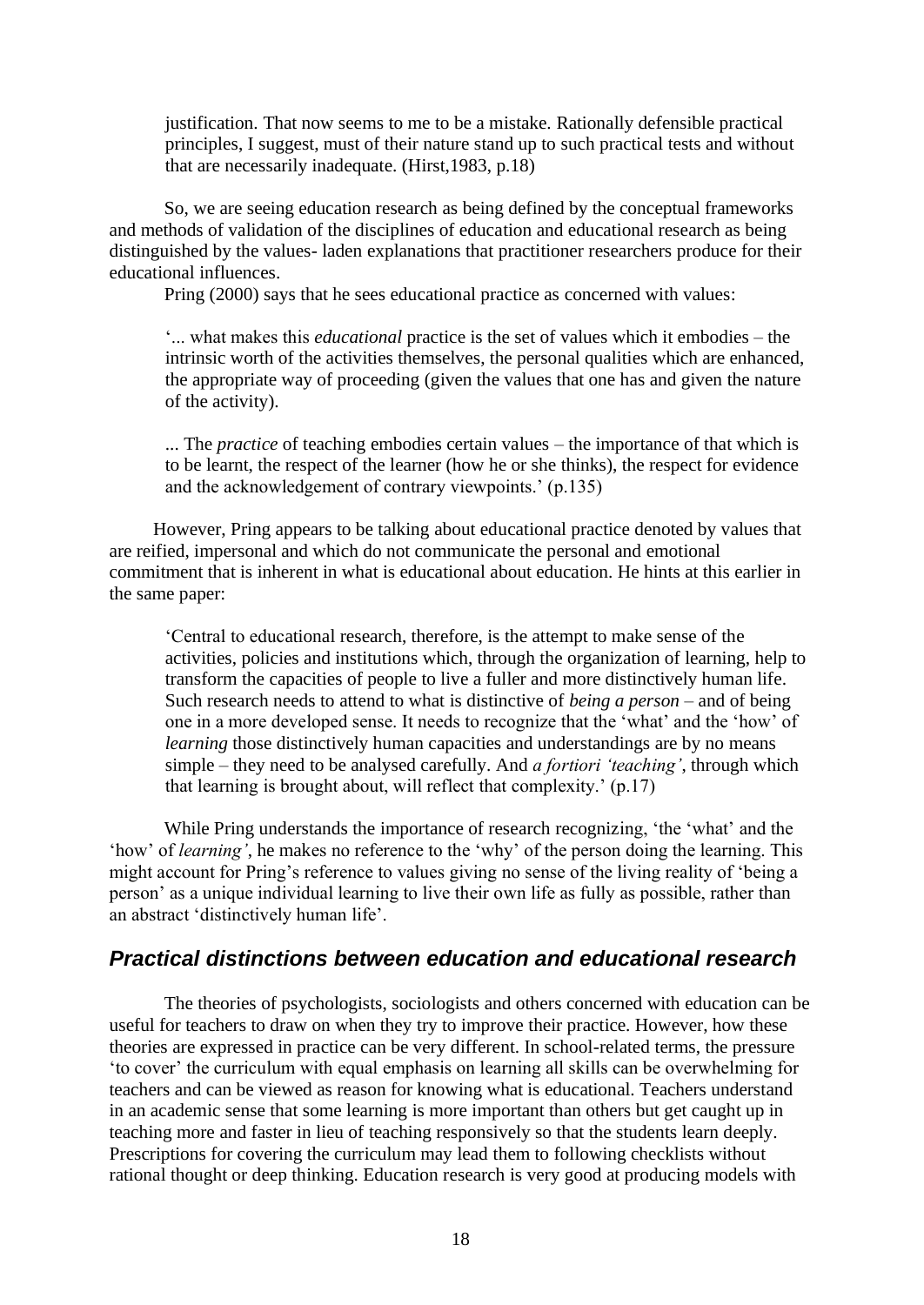> justification. That now seems to me to be a mistake. Rationally defensible practical principles, I suggest, must of their nature stand up to such practical tests and without that are necessarily inadequate. (Hirst,1983, p.18)

So, we are seeing education research as being defined by the conceptual frameworks and methods of validation of the disciplines of education and educational research as being distinguished by the values- laden explanations that practitioner researchers produce for their educational influences.

Pring (2000) says that he sees educational practice as concerned with values:

> '... what makes this *educational* practice is the set of values which it embodies – the intrinsic worth of the activities themselves, the personal qualities which are enhanced, the appropriate way of proceeding (given the values that one has and given the nature of the activity).
>
> ... The *practice* of teaching embodies certain values – the importance of that which is to be learnt, the respect of the learner (how he or she thinks), the respect for evidence and the acknowledgement of contrary viewpoints.' (p.135)

However, Pring appears to be talking about educational practice denoted by values that are reified, impersonal and which do not communicate the personal and emotional commitment that is inherent in what is educational about education. He hints at this earlier in the same paper:

> 'Central to educational research, therefore, is the attempt to make sense of the activities, policies and institutions which, through the organization of learning, help to transform the capacities of people to live a fuller and more distinctively human life. Such research needs to attend to what is distinctive of *being a person* – and of being one in a more developed sense. It needs to recognize that the 'what' and the 'how' of *learning* those distinctively human capacities and understandings are by no means simple – they need to be analysed carefully. And *a fortiori 'teaching'*, through which that learning is brought about, will reflect that complexity.' (p.17)

While Pring understands the importance of research recognizing, 'the 'what' and the 'how' of *learning'*, he makes no reference to the 'why' of the person doing the learning. This might account for Pring's reference to values giving no sense of the living reality of 'being a person' as a unique individual learning to live their own life as fully as possible, rather than an abstract 'distinctively human life'.

## *Practical distinctions between education and educational research*

The theories of psychologists, sociologists and others concerned with education can be useful for teachers to draw on when they try to improve their practice. However, how these theories are expressed in practice can be very different. In school-related terms, the pressure 'to cover' the curriculum with equal emphasis on learning all skills can be overwhelming for teachers and can be viewed as reason for knowing what is educational. Teachers understand in an academic sense that some learning is more important than others but get caught up in teaching more and faster in lieu of teaching responsively so that the students learn deeply. Prescriptions for covering the curriculum may lead them to following checklists without rational thought or deep thinking. Education research is very good at producing models with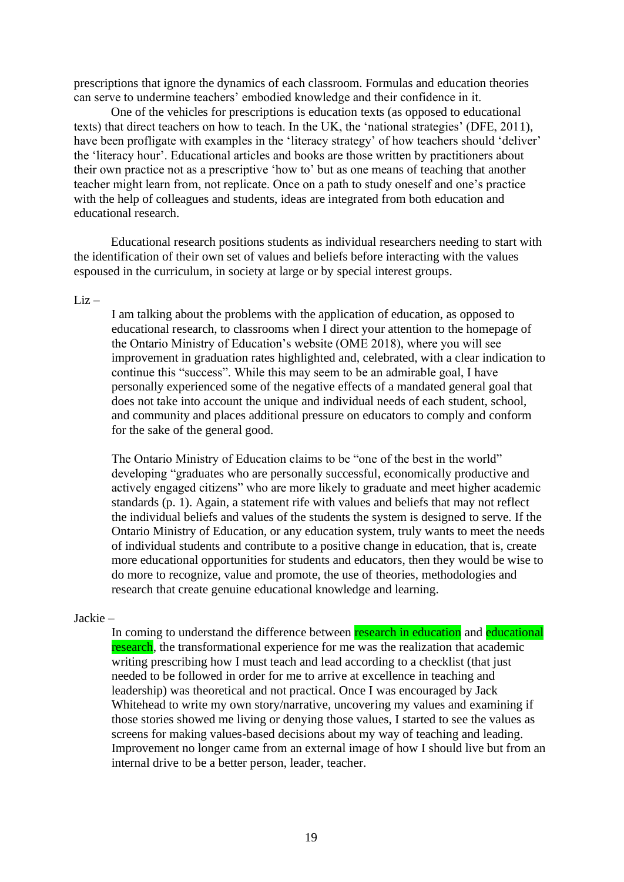prescriptions that ignore the dynamics of each classroom. Formulas and education theories can serve to undermine teachers' embodied knowledge and their confidence in it.

One of the vehicles for prescriptions is education texts (as opposed to educational texts) that direct teachers on how to teach. In the UK, the 'national strategies' (DFE, 2011), have been profligate with examples in the 'literacy strategy' of how teachers should 'deliver' the 'literacy hour'. Educational articles and books are those written by practitioners about their own practice not as a prescriptive 'how to' but as one means of teaching that another teacher might learn from, not replicate. Once on a path to study oneself and one's practice with the help of colleagues and students, ideas are integrated from both education and educational research.

Educational research positions students as individual researchers needing to start with the identification of their own set of values and beliefs before interacting with the values espoused in the curriculum, in society at large or by special interest groups.

Liz –

> I am talking about the problems with the application of education, as opposed to educational research, to classrooms when I direct your attention to the homepage of the Ontario Ministry of Education's website (OME 2018), where you will see improvement in graduation rates highlighted and, celebrated, with a clear indication to continue this "success". While this may seem to be an admirable goal, I have personally experienced some of the negative effects of a mandated general goal that does not take into account the unique and individual needs of each student, school, and community and places additional pressure on educators to comply and conform for the sake of the general good.
>
> The Ontario Ministry of Education claims to be "one of the best in the world" developing "graduates who are personally successful, economically productive and actively engaged citizens" who are more likely to graduate and meet higher academic standards (p. 1). Again, a statement rife with values and beliefs that may not reflect the individual beliefs and values of the students the system is designed to serve. If the Ontario Ministry of Education, or any education system, truly wants to meet the needs of individual students and contribute to a positive change in education, that is, create more educational opportunities for students and educators, then they would be wise to do more to recognize, value and promote, the use of theories, methodologies and research that create genuine educational knowledge and learning.

Jackie –

> In coming to understand the difference between research in education and educational research, the transformational experience for me was the realization that academic writing prescribing how I must teach and lead according to a checklist (that just needed to be followed in order for me to arrive at excellence in teaching and leadership) was theoretical and not practical. Once I was encouraged by Jack Whitehead to write my own story/narrative, uncovering my values and examining if those stories showed me living or denying those values, I started to see the values as screens for making values-based decisions about my way of teaching and leading. Improvement no longer came from an external image of how I should live but from an internal drive to be a better person, leader, teacher.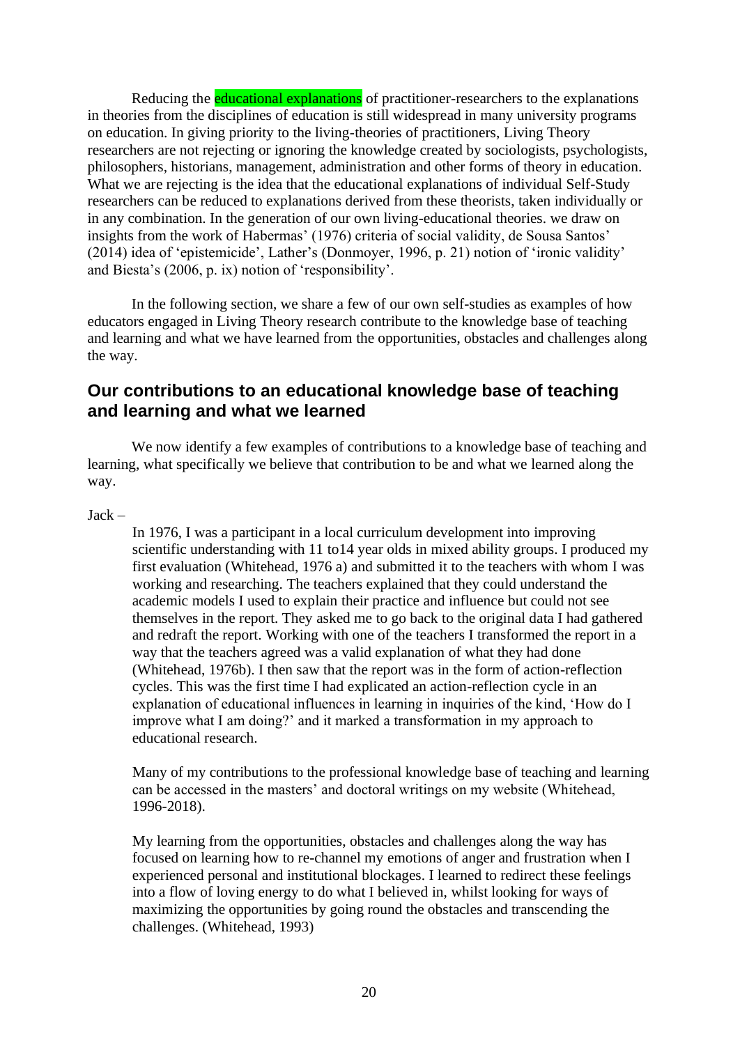Reducing the educational explanations of practitioner-researchers to the explanations in theories from the disciplines of education is still widespread in many university programs on education. In giving priority to the living-theories of practitioners, Living Theory researchers are not rejecting or ignoring the knowledge created by sociologists, psychologists, philosophers, historians, management, administration and other forms of theory in education. What we are rejecting is the idea that the educational explanations of individual Self-Study researchers can be reduced to explanations derived from these theorists, taken individually or in any combination. In the generation of our own living-educational theories. we draw on insights from the work of Habermas' (1976) criteria of social validity, de Sousa Santos' (2014) idea of 'epistemicide', Lather's (Donmoyer, 1996, p. 21) notion of 'ironic validity' and Biesta's (2006, p. ix) notion of 'responsibility'.

In the following section, we share a few of our own self-studies as examples of how educators engaged in Living Theory research contribute to the knowledge base of teaching and learning and what we have learned from the opportunities, obstacles and challenges along the way.

## Our contributions to an educational knowledge base of teaching and learning and what we learned

We now identify a few examples of contributions to a knowledge base of teaching and learning, what specifically we believe that contribution to be and what we learned along the way.

Jack –

> In 1976, I was a participant in a local curriculum development into improving scientific understanding with 11 to14 year olds in mixed ability groups. I produced my first evaluation (Whitehead, 1976 a) and submitted it to the teachers with whom I was working and researching. The teachers explained that they could understand the academic models I used to explain their practice and influence but could not see themselves in the report. They asked me to go back to the original data I had gathered and redraft the report. Working with one of the teachers I transformed the report in a way that the teachers agreed was a valid explanation of what they had done (Whitehead, 1976b). I then saw that the report was in the form of action-reflection cycles. This was the first time I had explicated an action-reflection cycle in an explanation of educational influences in learning in inquiries of the kind, 'How do I improve what I am doing?' and it marked a transformation in my approach to educational research.
>
> Many of my contributions to the professional knowledge base of teaching and learning can be accessed in the masters' and doctoral writings on my website (Whitehead, 1996-2018).
>
> My learning from the opportunities, obstacles and challenges along the way has focused on learning how to re-channel my emotions of anger and frustration when I experienced personal and institutional blockages. I learned to redirect these feelings into a flow of loving energy to do what I believed in, whilst looking for ways of maximizing the opportunities by going round the obstacles and transcending the challenges. (Whitehead, 1993)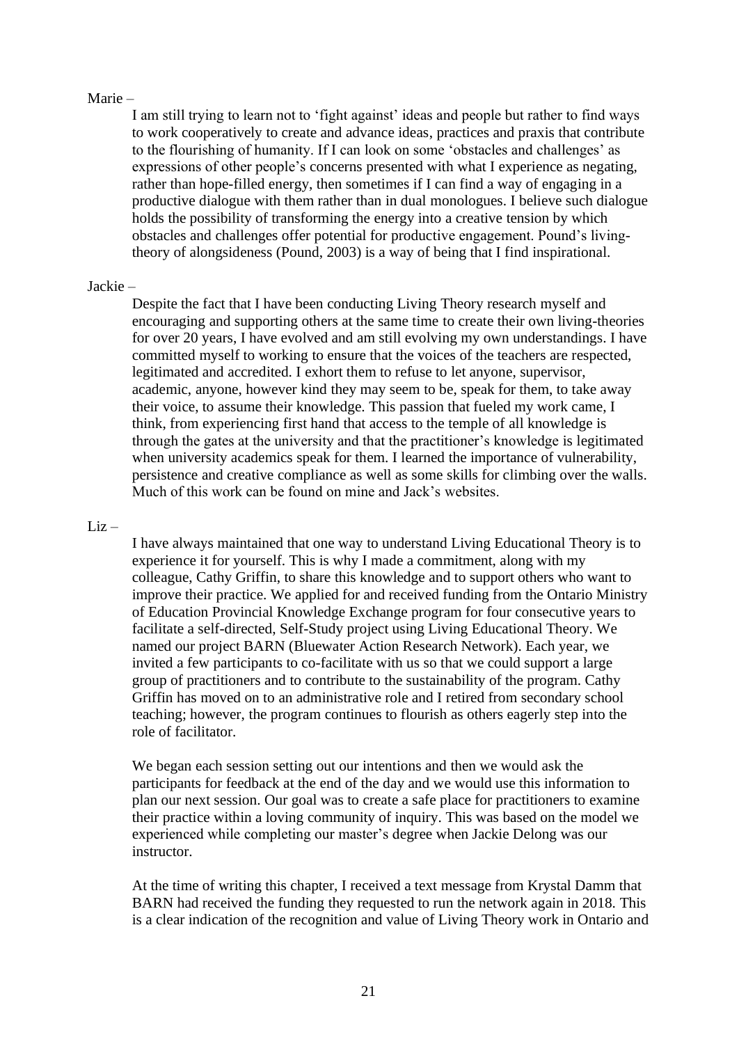Marie –

I am still trying to learn not to 'fight against' ideas and people but rather to find ways to work cooperatively to create and advance ideas, practices and praxis that contribute to the flourishing of humanity. If I can look on some 'obstacles and challenges' as expressions of other people's concerns presented with what I experience as negating, rather than hope-filled energy, then sometimes if I can find a way of engaging in a productive dialogue with them rather than in dual monologues. I believe such dialogue holds the possibility of transforming the energy into a creative tension by which obstacles and challenges offer potential for productive engagement. Pound's living-theory of alongsideness (Pound, 2003) is a way of being that I find inspirational.

Jackie –

Despite the fact that I have been conducting Living Theory research myself and encouraging and supporting others at the same time to create their own living-theories for over 20 years, I have evolved and am still evolving my own understandings. I have committed myself to working to ensure that the voices of the teachers are respected, legitimated and accredited. I exhort them to refuse to let anyone, supervisor, academic, anyone, however kind they may seem to be, speak for them, to take away their voice, to assume their knowledge. This passion that fueled my work came, I think, from experiencing first hand that access to the temple of all knowledge is through the gates at the university and that the practitioner's knowledge is legitimated when university academics speak for them. I learned the importance of vulnerability, persistence and creative compliance as well as some skills for climbing over the walls. Much of this work can be found on mine and Jack's websites.

Liz –

I have always maintained that one way to understand Living Educational Theory is to experience it for yourself. This is why I made a commitment, along with my colleague, Cathy Griffin, to share this knowledge and to support others who want to improve their practice. We applied for and received funding from the Ontario Ministry of Education Provincial Knowledge Exchange program for four consecutive years to facilitate a self-directed, Self-Study project using Living Educational Theory. We named our project BARN (Bluewater Action Research Network). Each year, we invited a few participants to co-facilitate with us so that we could support a large group of practitioners and to contribute to the sustainability of the program. Cathy Griffin has moved on to an administrative role and I retired from secondary school teaching; however, the program continues to flourish as others eagerly step into the role of facilitator.

We began each session setting out our intentions and then we would ask the participants for feedback at the end of the day and we would use this information to plan our next session. Our goal was to create a safe place for practitioners to examine their practice within a loving community of inquiry. This was based on the model we experienced while completing our master's degree when Jackie Delong was our instructor.

At the time of writing this chapter, I received a text message from Krystal Damm that BARN had received the funding they requested to run the network again in 2018. This is a clear indication of the recognition and value of Living Theory work in Ontario and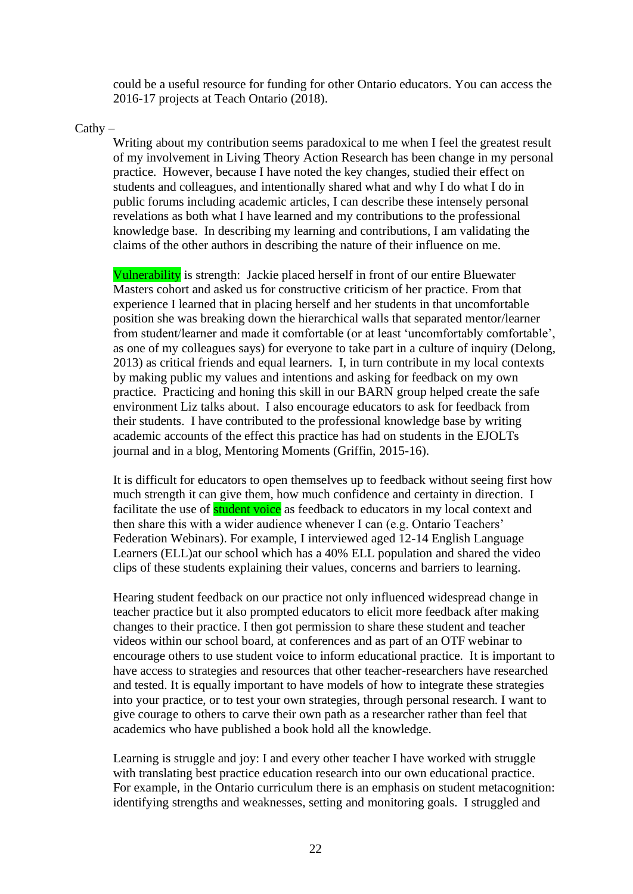could be a useful resource for funding for other Ontario educators. You can access the 2016-17 projects at Teach Ontario (2018).

Cathy –

Writing about my contribution seems paradoxical to me when I feel the greatest result of my involvement in Living Theory Action Research has been change in my personal practice. However, because I have noted the key changes, studied their effect on students and colleagues, and intentionally shared what and why I do what I do in public forums including academic articles, I can describe these intensely personal revelations as both what I have learned and my contributions to the professional knowledge base. In describing my learning and contributions, I am validating the claims of the other authors in describing the nature of their influence on me.

Vulnerability is strength: Jackie placed herself in front of our entire Bluewater Masters cohort and asked us for constructive criticism of her practice. From that experience I learned that in placing herself and her students in that uncomfortable position she was breaking down the hierarchical walls that separated mentor/learner from student/learner and made it comfortable (or at least 'uncomfortably comfortable', as one of my colleagues says) for everyone to take part in a culture of inquiry (Delong, 2013) as critical friends and equal learners. I, in turn contribute in my local contexts by making public my values and intentions and asking for feedback on my own practice. Practicing and honing this skill in our BARN group helped create the safe environment Liz talks about. I also encourage educators to ask for feedback from their students. I have contributed to the professional knowledge base by writing academic accounts of the effect this practice has had on students in the EJOLTs journal and in a blog, Mentoring Moments (Griffin, 2015-16).

It is difficult for educators to open themselves up to feedback without seeing first how much strength it can give them, how much confidence and certainty in direction. I facilitate the use of student voice as feedback to educators in my local context and then share this with a wider audience whenever I can (e.g. Ontario Teachers' Federation Webinars). For example, I interviewed aged 12-14 English Language Learners (ELL)at our school which has a 40% ELL population and shared the video clips of these students explaining their values, concerns and barriers to learning.

Hearing student feedback on our practice not only influenced widespread change in teacher practice but it also prompted educators to elicit more feedback after making changes to their practice. I then got permission to share these student and teacher videos within our school board, at conferences and as part of an OTF webinar to encourage others to use student voice to inform educational practice. It is important to have access to strategies and resources that other teacher-researchers have researched and tested. It is equally important to have models of how to integrate these strategies into your practice, or to test your own strategies, through personal research. I want to give courage to others to carve their own path as a researcher rather than feel that academics who have published a book hold all the knowledge.

Learning is struggle and joy: I and every other teacher I have worked with struggle with translating best practice education research into our own educational practice. For example, in the Ontario curriculum there is an emphasis on student metacognition: identifying strengths and weaknesses, setting and monitoring goals. I struggled and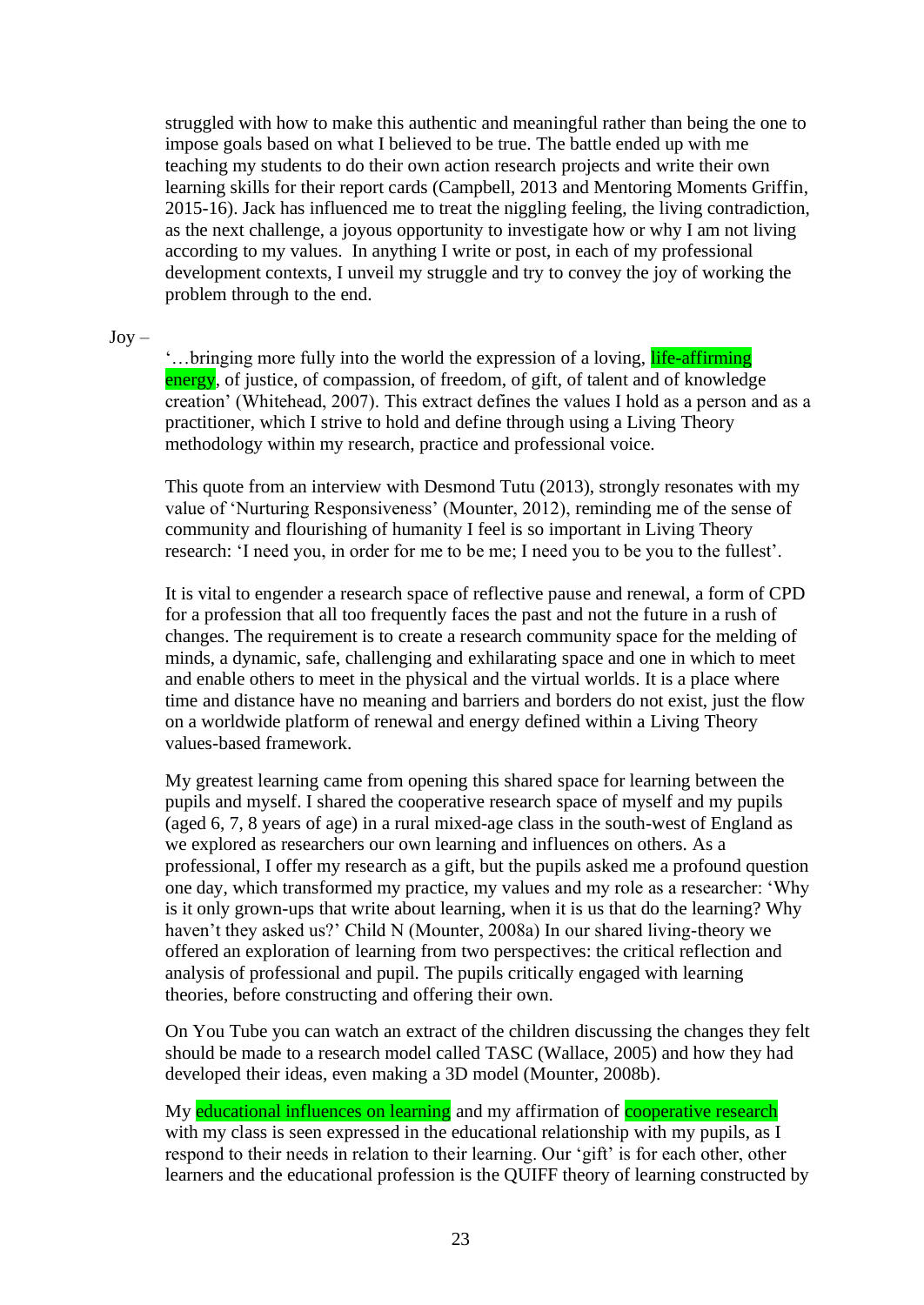struggled with how to make this authentic and meaningful rather than being the one to impose goals based on what I believed to be true. The battle ended up with me teaching my students to do their own action research projects and write their own learning skills for their report cards (Campbell, 2013 and Mentoring Moments Griffin, 2015-16). Jack has influenced me to treat the niggling feeling, the living contradiction, as the next challenge, a joyous opportunity to investigate how or why I am not living according to my values. In anything I write or post, in each of my professional development contexts, I unveil my struggle and try to convey the joy of working the problem through to the end.

Joy –

'…bringing more fully into the world the expression of a loving, life-affirming energy, of justice, of compassion, of freedom, of gift, of talent and of knowledge creation' (Whitehead, 2007). This extract defines the values I hold as a person and as a practitioner, which I strive to hold and define through using a Living Theory methodology within my research, practice and professional voice.

This quote from an interview with Desmond Tutu (2013), strongly resonates with my value of 'Nurturing Responsiveness' (Mounter, 2012), reminding me of the sense of community and flourishing of humanity I feel is so important in Living Theory research: 'I need you, in order for me to be me; I need you to be you to the fullest'.

It is vital to engender a research space of reflective pause and renewal, a form of CPD for a profession that all too frequently faces the past and not the future in a rush of changes. The requirement is to create a research community space for the melding of minds, a dynamic, safe, challenging and exhilarating space and one in which to meet and enable others to meet in the physical and the virtual worlds. It is a place where time and distance have no meaning and barriers and borders do not exist, just the flow on a worldwide platform of renewal and energy defined within a Living Theory values-based framework.

My greatest learning came from opening this shared space for learning between the pupils and myself. I shared the cooperative research space of myself and my pupils (aged 6, 7, 8 years of age) in a rural mixed-age class in the south-west of England as we explored as researchers our own learning and influences on others. As a professional, I offer my research as a gift, but the pupils asked me a profound question one day, which transformed my practice, my values and my role as a researcher: 'Why is it only grown-ups that write about learning, when it is us that do the learning? Why haven't they asked us?' Child N (Mounter, 2008a) In our shared living-theory we offered an exploration of learning from two perspectives: the critical reflection and analysis of professional and pupil. The pupils critically engaged with learning theories, before constructing and offering their own.

On You Tube you can watch an extract of the children discussing the changes they felt should be made to a research model called TASC (Wallace, 2005) and how they had developed their ideas, even making a 3D model (Mounter, 2008b).

My educational influences on learning and my affirmation of cooperative research with my class is seen expressed in the educational relationship with my pupils, as I respond to their needs in relation to their learning. Our 'gift' is for each other, other learners and the educational profession is the QUIFF theory of learning constructed by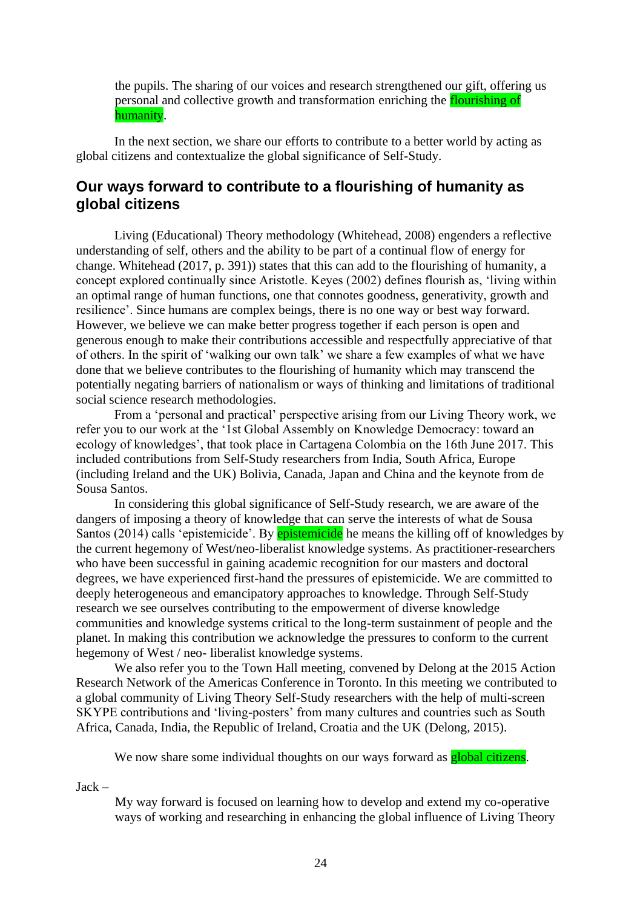the pupils. The sharing of our voices and research strengthened our gift, offering us personal and collective growth and transformation enriching the flourishing of humanity.

In the next section, we share our efforts to contribute to a better world by acting as global citizens and contextualize the global significance of Self-Study.

## Our ways forward to contribute to a flourishing of humanity as global citizens

Living (Educational) Theory methodology (Whitehead, 2008) engenders a reflective understanding of self, others and the ability to be part of a continual flow of energy for change. Whitehead (2017, p. 391)) states that this can add to the flourishing of humanity, a concept explored continually since Aristotle. Keyes (2002) defines flourish as, 'living within an optimal range of human functions, one that connotes goodness, generativity, growth and resilience'. Since humans are complex beings, there is no one way or best way forward. However, we believe we can make better progress together if each person is open and generous enough to make their contributions accessible and respectfully appreciative of that of others. In the spirit of 'walking our own talk' we share a few examples of what we have done that we believe contributes to the flourishing of humanity which may transcend the potentially negating barriers of nationalism or ways of thinking and limitations of traditional social science research methodologies.

From a 'personal and practical' perspective arising from our Living Theory work, we refer you to our work at the '1st Global Assembly on Knowledge Democracy: toward an ecology of knowledges', that took place in Cartagena Colombia on the 16th June 2017. This included contributions from Self-Study researchers from India, South Africa, Europe (including Ireland and the UK) Bolivia, Canada, Japan and China and the keynote from de Sousa Santos.

In considering this global significance of Self-Study research, we are aware of the dangers of imposing a theory of knowledge that can serve the interests of what de Sousa Santos (2014) calls 'epistemicide'. By epistemicide he means the killing off of knowledges by the current hegemony of West/neo-liberalist knowledge systems. As practitioner-researchers who have been successful in gaining academic recognition for our masters and doctoral degrees, we have experienced first-hand the pressures of epistemicide. We are committed to deeply heterogeneous and emancipatory approaches to knowledge. Through Self-Study research we see ourselves contributing to the empowerment of diverse knowledge communities and knowledge systems critical to the long-term sustainment of people and the planet. In making this contribution we acknowledge the pressures to conform to the current hegemony of West / neo- liberalist knowledge systems.

We also refer you to the Town Hall meeting, convened by Delong at the 2015 Action Research Network of the Americas Conference in Toronto. In this meeting we contributed to a global community of Living Theory Self-Study researchers with the help of multi-screen SKYPE contributions and 'living-posters' from many cultures and countries such as South Africa, Canada, India, the Republic of Ireland, Croatia and the UK (Delong, 2015).

We now share some individual thoughts on our ways forward as global citizens.

Jack –

> My way forward is focused on learning how to develop and extend my co-operative ways of working and researching in enhancing the global influence of Living Theory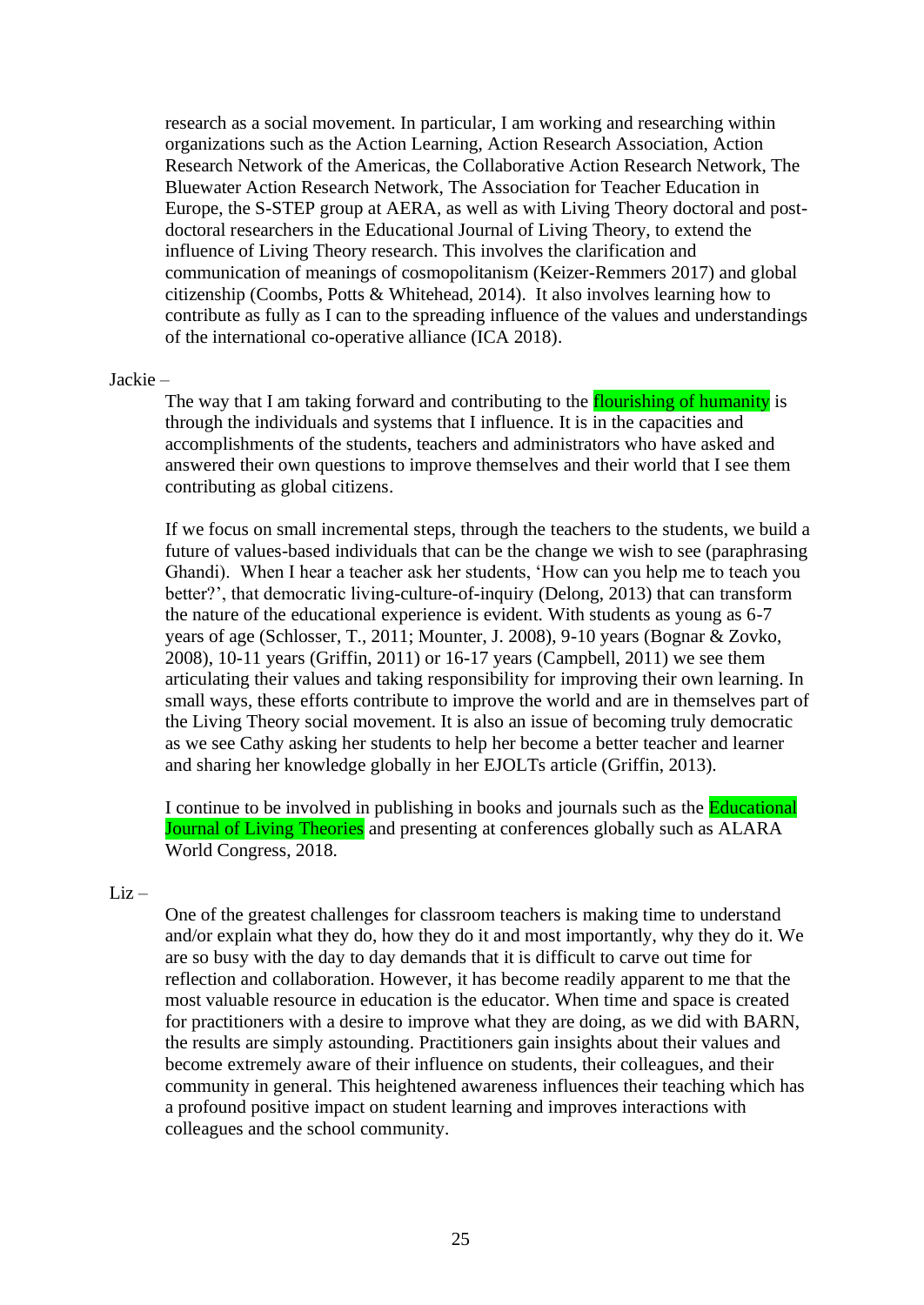research as a social movement. In particular, I am working and researching within organizations such as the Action Learning, Action Research Association, Action Research Network of the Americas, the Collaborative Action Research Network, The Bluewater Action Research Network, The Association for Teacher Education in Europe, the S-STEP group at AERA, as well as with Living Theory doctoral and post-doctoral researchers in the Educational Journal of Living Theory, to extend the influence of Living Theory research. This involves the clarification and communication of meanings of cosmopolitanism (Keizer-Remmers 2017) and global citizenship (Coombs, Potts & Whitehead, 2014). It also involves learning how to contribute as fully as I can to the spreading influence of the values and understandings of the international co-operative alliance (ICA 2018).

Jackie –

The way that I am taking forward and contributing to the flourishing of humanity is through the individuals and systems that I influence. It is in the capacities and accomplishments of the students, teachers and administrators who have asked and answered their own questions to improve themselves and their world that I see them contributing as global citizens.

If we focus on small incremental steps, through the teachers to the students, we build a future of values-based individuals that can be the change we wish to see (paraphrasing Ghandi). When I hear a teacher ask her students, 'How can you help me to teach you better?', that democratic living-culture-of-inquiry (Delong, 2013) that can transform the nature of the educational experience is evident. With students as young as 6-7 years of age (Schlosser, T., 2011; Mounter, J. 2008), 9-10 years (Bognar & Zovko, 2008), 10-11 years (Griffin, 2011) or 16-17 years (Campbell, 2011) we see them articulating their values and taking responsibility for improving their own learning. In small ways, these efforts contribute to improve the world and are in themselves part of the Living Theory social movement. It is also an issue of becoming truly democratic as we see Cathy asking her students to help her become a better teacher and learner and sharing her knowledge globally in her EJOLTs article (Griffin, 2013).

I continue to be involved in publishing in books and journals such as the Educational Journal of Living Theories and presenting at conferences globally such as ALARA World Congress, 2018.

Liz –

One of the greatest challenges for classroom teachers is making time to understand and/or explain what they do, how they do it and most importantly, why they do it. We are so busy with the day to day demands that it is difficult to carve out time for reflection and collaboration. However, it has become readily apparent to me that the most valuable resource in education is the educator. When time and space is created for practitioners with a desire to improve what they are doing, as we did with BARN, the results are simply astounding. Practitioners gain insights about their values and become extremely aware of their influence on students, their colleagues, and their community in general. This heightened awareness influences their teaching which has a profound positive impact on student learning and improves interactions with colleagues and the school community.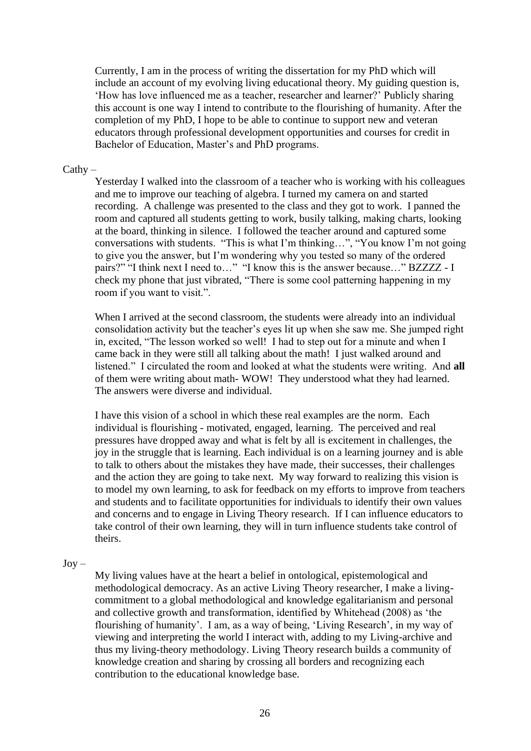Currently, I am in the process of writing the dissertation for my PhD which will include an account of my evolving living educational theory. My guiding question is, 'How has love influenced me as a teacher, researcher and learner?' Publicly sharing this account is one way I intend to contribute to the flourishing of humanity. After the completion of my PhD, I hope to be able to continue to support new and veteran educators through professional development opportunities and courses for credit in Bachelor of Education, Master's and PhD programs.

Cathy –

Yesterday I walked into the classroom of a teacher who is working with his colleagues and me to improve our teaching of algebra. I turned my camera on and started recording. A challenge was presented to the class and they got to work. I panned the room and captured all students getting to work, busily talking, making charts, looking at the board, thinking in silence. I followed the teacher around and captured some conversations with students. "This is what I'm thinking…", "You know I'm not going to give you the answer, but I'm wondering why you tested so many of the ordered pairs?" "I think next I need to…" "I know this is the answer because…" BZZZZ - I check my phone that just vibrated, "There is some cool patterning happening in my room if you want to visit.".

When I arrived at the second classroom, the students were already into an individual consolidation activity but the teacher's eyes lit up when she saw me. She jumped right in, excited, "The lesson worked so well! I had to step out for a minute and when I came back in they were still all talking about the math! I just walked around and listened." I circulated the room and looked at what the students were writing. And **all** of them were writing about math- WOW! They understood what they had learned. The answers were diverse and individual.

I have this vision of a school in which these real examples are the norm. Each individual is flourishing - motivated, engaged, learning. The perceived and real pressures have dropped away and what is felt by all is excitement in challenges, the joy in the struggle that is learning. Each individual is on a learning journey and is able to talk to others about the mistakes they have made, their successes, their challenges and the action they are going to take next. My way forward to realizing this vision is to model my own learning, to ask for feedback on my efforts to improve from teachers and students and to facilitate opportunities for individuals to identify their own values and concerns and to engage in Living Theory research. If I can influence educators to take control of their own learning, they will in turn influence students take control of theirs.

Joy –

My living values have at the heart a belief in ontological, epistemological and methodological democracy. As an active Living Theory researcher, I make a living-commitment to a global methodological and knowledge egalitarianism and personal and collective growth and transformation, identified by Whitehead (2008) as 'the flourishing of humanity'. I am, as a way of being, 'Living Research', in my way of viewing and interpreting the world I interact with, adding to my Living-archive and thus my living-theory methodology. Living Theory research builds a community of knowledge creation and sharing by crossing all borders and recognizing each contribution to the educational knowledge base.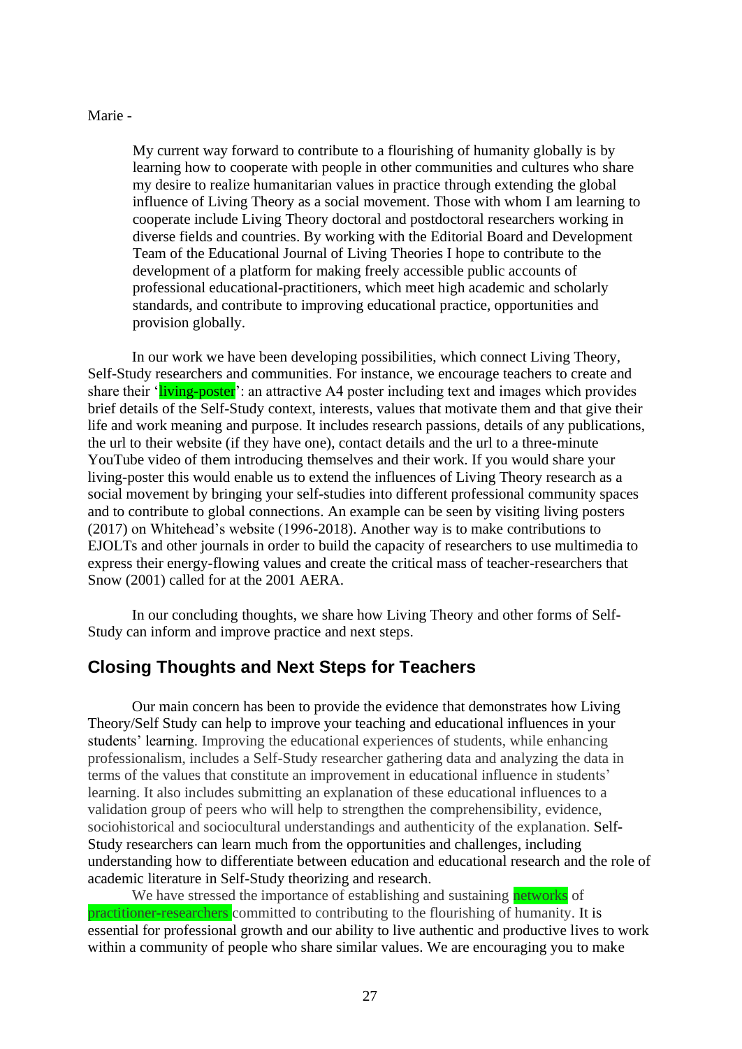Marie -

> My current way forward to contribute to a flourishing of humanity globally is by learning how to cooperate with people in other communities and cultures who share my desire to realize humanitarian values in practice through extending the global influence of Living Theory as a social movement. Those with whom I am learning to cooperate include Living Theory doctoral and postdoctoral researchers working in diverse fields and countries. By working with the Editorial Board and Development Team of the Educational Journal of Living Theories I hope to contribute to the development of a platform for making freely accessible public accounts of professional educational-practitioners, which meet high academic and scholarly standards, and contribute to improving educational practice, opportunities and provision globally.

In our work we have been developing possibilities, which connect Living Theory, Self-Study researchers and communities. For instance, we encourage teachers to create and share their 'living-poster': an attractive A4 poster including text and images which provides brief details of the Self-Study context, interests, values that motivate them and that give their life and work meaning and purpose. It includes research passions, details of any publications, the url to their website (if they have one), contact details and the url to a three-minute YouTube video of them introducing themselves and their work. If you would share your living-poster this would enable us to extend the influences of Living Theory research as a social movement by bringing your self-studies into different professional community spaces and to contribute to global connections. An example can be seen by visiting living posters (2017) on Whitehead's website (1996-2018). Another way is to make contributions to EJOLTs and other journals in order to build the capacity of researchers to use multimedia to express their energy-flowing values and create the critical mass of teacher-researchers that Snow (2001) called for at the 2001 AERA.

In our concluding thoughts, we share how Living Theory and other forms of Self-Study can inform and improve practice and next steps.

## Closing Thoughts and Next Steps for Teachers

Our main concern has been to provide the evidence that demonstrates how Living Theory/Self Study can help to improve your teaching and educational influences in your students' learning. Improving the educational experiences of students, while enhancing professionalism, includes a Self-Study researcher gathering data and analyzing the data in terms of the values that constitute an improvement in educational influence in students' learning. It also includes submitting an explanation of these educational influences to a validation group of peers who will help to strengthen the comprehensibility, evidence, sociohistorical and sociocultural understandings and authenticity of the explanation. Self-Study researchers can learn much from the opportunities and challenges, including understanding how to differentiate between education and educational research and the role of academic literature in Self-Study theorizing and research.

We have stressed the importance of establishing and sustaining networks of practitioner-researchers committed to contributing to the flourishing of humanity. It is essential for professional growth and our ability to live authentic and productive lives to work within a community of people who share similar values. We are encouraging you to make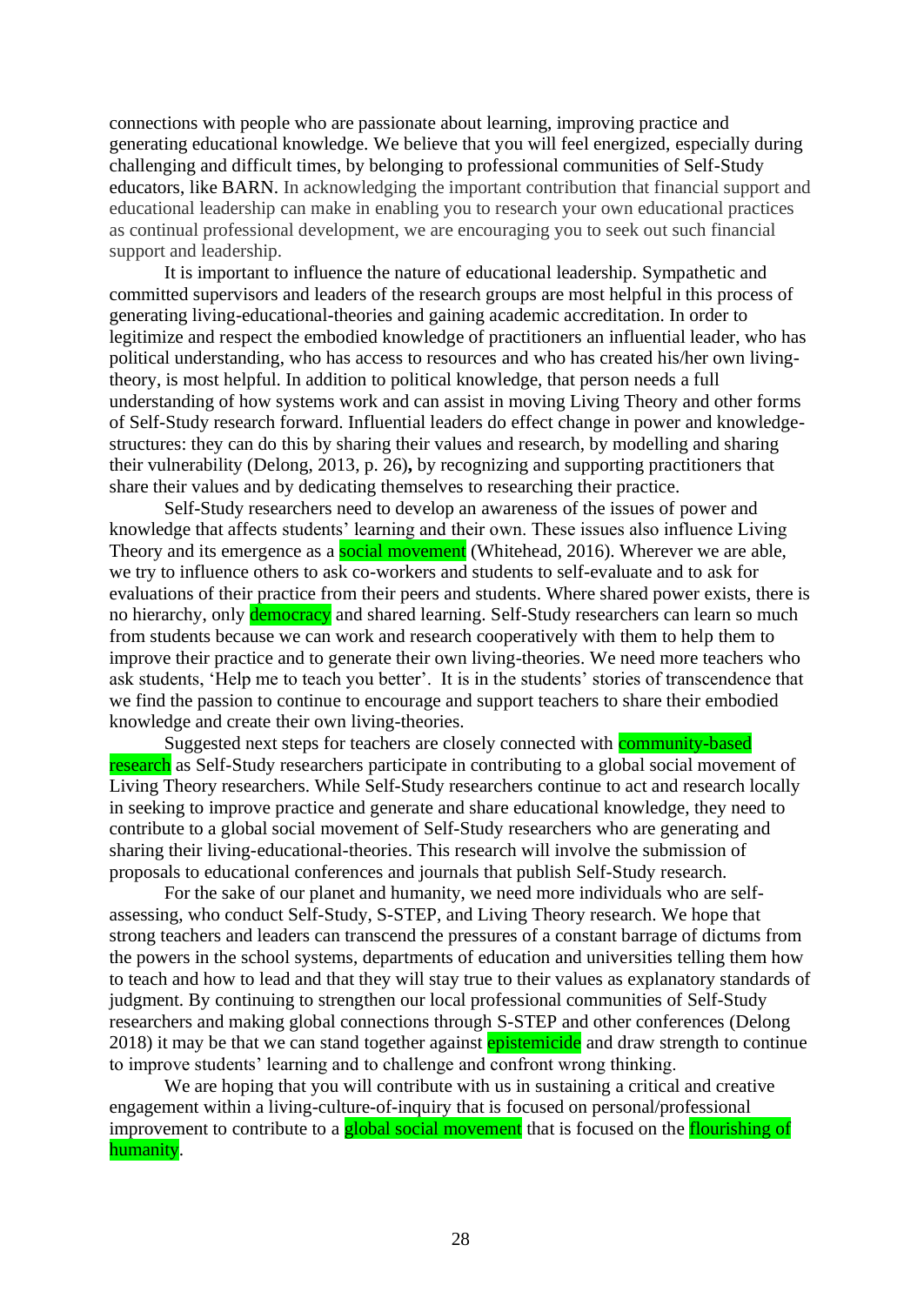connections with people who are passionate about learning, improving practice and generating educational knowledge. We believe that you will feel energized, especially during challenging and difficult times, by belonging to professional communities of Self-Study educators, like BARN. In acknowledging the important contribution that financial support and educational leadership can make in enabling you to research your own educational practices as continual professional development, we are encouraging you to seek out such financial support and leadership.

It is important to influence the nature of educational leadership. Sympathetic and committed supervisors and leaders of the research groups are most helpful in this process of generating living-educational-theories and gaining academic accreditation. In order to legitimize and respect the embodied knowledge of practitioners an influential leader, who has political understanding, who has access to resources and who has created his/her own living-theory, is most helpful. In addition to political knowledge, that person needs a full understanding of how systems work and can assist in moving Living Theory and other forms of Self-Study research forward. Influential leaders do effect change in power and knowledge-structures: they can do this by sharing their values and research, by modelling and sharing their vulnerability (Delong, 2013, p. 26)**,** by recognizing and supporting practitioners that share their values and by dedicating themselves to researching their practice.

Self-Study researchers need to develop an awareness of the issues of power and knowledge that affects students' learning and their own. These issues also influence Living Theory and its emergence as a social movement (Whitehead, 2016). Wherever we are able, we try to influence others to ask co-workers and students to self-evaluate and to ask for evaluations of their practice from their peers and students. Where shared power exists, there is no hierarchy, only democracy and shared learning. Self-Study researchers can learn so much from students because we can work and research cooperatively with them to help them to improve their practice and to generate their own living-theories. We need more teachers who ask students, 'Help me to teach you better'. It is in the students' stories of transcendence that we find the passion to continue to encourage and support teachers to share their embodied knowledge and create their own living-theories.

Suggested next steps for teachers are closely connected with community-based research as Self-Study researchers participate in contributing to a global social movement of Living Theory researchers. While Self-Study researchers continue to act and research locally in seeking to improve practice and generate and share educational knowledge, they need to contribute to a global social movement of Self-Study researchers who are generating and sharing their living-educational-theories. This research will involve the submission of proposals to educational conferences and journals that publish Self-Study research.

For the sake of our planet and humanity, we need more individuals who are self-assessing, who conduct Self-Study, S-STEP, and Living Theory research. We hope that strong teachers and leaders can transcend the pressures of a constant barrage of dictums from the powers in the school systems, departments of education and universities telling them how to teach and how to lead and that they will stay true to their values as explanatory standards of judgment. By continuing to strengthen our local professional communities of Self-Study researchers and making global connections through S-STEP and other conferences (Delong 2018) it may be that we can stand together against epistemicide and draw strength to continue to improve students' learning and to challenge and confront wrong thinking.

We are hoping that you will contribute with us in sustaining a critical and creative engagement within a living-culture-of-inquiry that is focused on personal/professional improvement to contribute to a global social movement that is focused on the flourishing of humanity.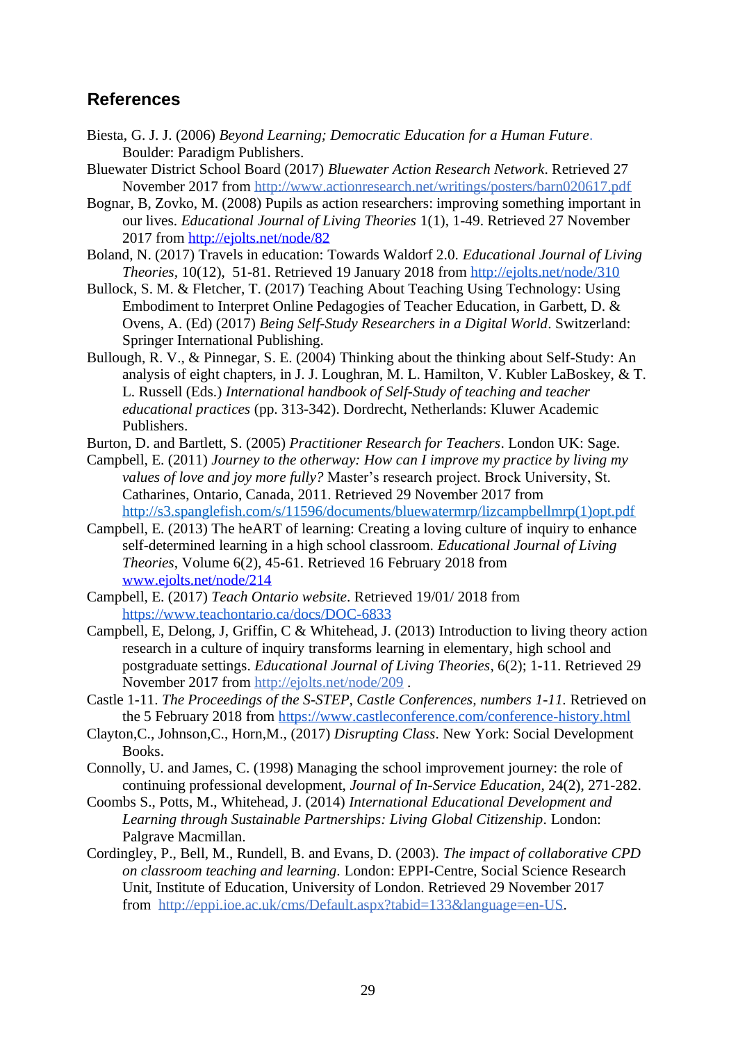## References

Biesta, G. J. J. (2006) *Beyond Learning; Democratic Education for a Human Future*. Boulder: Paradigm Publishers.

Bluewater District School Board (2017) *Bluewater Action Research Network*. Retrieved 27 November 2017 from http://www.actionresearch.net/writings/posters/barn020617.pdf

Bognar, B, Zovko, M. (2008) Pupils as action researchers: improving something important in our lives. *Educational Journal of Living Theories* 1(1), 1-49. Retrieved 27 November 2017 from http://ejolts.net/node/82

Boland, N. (2017) Travels in education: Towards Waldorf 2.0. *Educational Journal of Living Theories*, 10(12), 51-81. Retrieved 19 January 2018 from http://ejolts.net/node/310

Bullock, S. M. & Fletcher, T. (2017) Teaching About Teaching Using Technology: Using Embodiment to Interpret Online Pedagogies of Teacher Education, in Garbett, D. & Ovens, A. (Ed) (2017) *Being Self-Study Researchers in a Digital World*. Switzerland: Springer International Publishing.

Bullough, R. V., & Pinnegar, S. E. (2004) Thinking about the thinking about Self-Study: An analysis of eight chapters, in J. J. Loughran, M. L. Hamilton, V. Kubler LaBoskey, & T. L. Russell (Eds.) *International handbook of Self-Study of teaching and teacher educational practices* (pp. 313-342). Dordrecht, Netherlands: Kluwer Academic Publishers.

Burton, D. and Bartlett, S. (2005) *Practitioner Research for Teachers*. London UK: Sage.

Campbell, E. (2011) *Journey to the otherway: How can I improve my practice by living my values of love and joy more fully?* Master's research project. Brock University, St. Catharines, Ontario, Canada, 2011. Retrieved 29 November 2017 from http://s3.spanglefish.com/s/11596/documents/bluewatermrp/lizcampbellmrp(1)opt.pdf

Campbell, E. (2013) The heART of learning: Creating a loving culture of inquiry to enhance self-determined learning in a high school classroom. *Educational Journal of Living Theories*, Volume 6(2), 45-61. Retrieved 16 February 2018 from www.ejolts.net/node/214

Campbell, E. (2017) *Teach Ontario website*. Retrieved 19/01/ 2018 from https://www.teachontario.ca/docs/DOC-6833

Campbell, E, Delong, J, Griffin, C & Whitehead, J. (2013) Introduction to living theory action research in a culture of inquiry transforms learning in elementary, high school and postgraduate settings. *Educational Journal of Living Theories*, 6(2); 1-11. Retrieved 29 November 2017 from http://ejolts.net/node/209 .

Castle 1-11. *The Proceedings of the S-STEP, Castle Conferences, numbers 1-11.* Retrieved on the 5 February 2018 from https://www.castleconference.com/conference-history.html

Clayton,C., Johnson,C., Horn,M., (2017) *Disrupting Class*. New York: Social Development Books.

Connolly, U. and James, C. (1998) Managing the school improvement journey: the role of continuing professional development, *Journal of In-Service Education*, 24(2), 271-282.

Coombs S., Potts, M., Whitehead, J. (2014) *International Educational Development and Learning through Sustainable Partnerships: Living Global Citizenship*. London: Palgrave Macmillan.

Cordingley, P., Bell, M., Rundell, B. and Evans, D. (2003). *The impact of collaborative CPD on classroom teaching and learning*. London: EPPI-Centre, Social Science Research Unit, Institute of Education, University of London. Retrieved 29 November 2017 from http://eppi.ioe.ac.uk/cms/Default.aspx?tabid=133&language=en-US.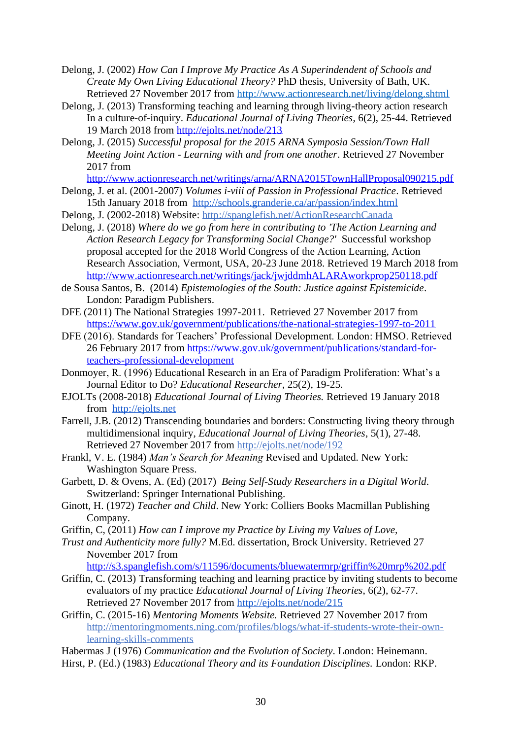Delong, J. (2002) *How Can I Improve My Practice As A Superindendent of Schools and Create My Own Living Educational Theory?* PhD thesis, University of Bath, UK. Retrieved 27 November 2017 from http://www.actionresearch.net/living/delong.shtml

Delong, J. (2013) Transforming teaching and learning through living-theory action research In a culture-of-inquiry. *Educational Journal of Living Theories*, 6(2), 25-44. Retrieved 19 March 2018 from http://ejolts.net/node/213

Delong, J. (2015) *Successful proposal for the 2015 ARNA Symposia Session/Town Hall Meeting Joint Action - Learning with and from one another*. Retrieved 27 November 2017 from http://www.actionresearch.net/writings/arna/ARNA2015TownHallProposal090215.pdf

Delong, J. et al. (2001-2007) *Volumes i-viii of Passion in Professional Practice*. Retrieved 15th January 2018 from http://schools.granderie.ca/ar/passion/index.html

Delong, J. (2002-2018) Website: http://spanglefish.net/ActionResearchCanada

Delong, J. (2018) *Where do we go from here in contributing to 'The Action Learning and Action Research Legacy for Transforming Social Change?'* Successful workshop proposal accepted for the 2018 World Congress of the Action Learning, Action Research Association, Vermont, USA, 20-23 June 2018. Retrieved 19 March 2018 from http://www.actionresearch.net/writings/jack/jwjddmhALARAworkprop250118.pdf

de Sousa Santos, B. (2014) *Epistemologies of the South: Justice against Epistemicide*. London: Paradigm Publishers.

DFE (2011) The National Strategies 1997-2011. Retrieved 27 November 2017 from https://www.gov.uk/government/publications/the-national-strategies-1997-to-2011

DFE (2016). Standards for Teachers' Professional Development. London: HMSO. Retrieved 26 February 2017 from https://www.gov.uk/government/publications/standard-for-teachers-professional-development

Donmoyer, R. (1996) Educational Research in an Era of Paradigm Proliferation: What's a Journal Editor to Do? *Educational Researcher*, 25(2), 19-25.

EJOLTs (2008-2018) *Educational Journal of Living Theories.* Retrieved 19 January 2018 from http://ejolts.net

Farrell, J.B. (2012) Transcending boundaries and borders: Constructing living theory through multidimensional inquiry, *Educational Journal of Living Theories*, 5(1), 27-48. Retrieved 27 November 2017 from http://ejolts.net/node/192

Frankl, V. E. (1984) *Man's Search for Meaning* Revised and Updated. New York: Washington Square Press.

Garbett, D. & Ovens, A. (Ed) (2017) *Being Self-Study Researchers in a Digital World*. Switzerland: Springer International Publishing.

Ginott, H. (1972) *Teacher and Child*. New York: Colliers Books Macmillan Publishing Company.

Griffin, C, (2011) *How can I improve my Practice by Living my Values of Love, Trust and Authenticity more fully?* M.Ed. dissertation, Brock University. Retrieved 27 November 2017 from http://s3.spanglefish.com/s/11596/documents/bluewatermrp/griffin%20mrp%202.pdf

Griffin, C. (2013) Transforming teaching and learning practice by inviting students to become evaluators of my practice *Educational Journal of Living Theories*, 6(2), 62-77. Retrieved 27 November 2017 from http://ejolts.net/node/215

Griffin, C. (2015-16) *Mentoring Moments Website.* Retrieved 27 November 2017 from http://mentoringmoments.ning.com/profiles/blogs/what-if-students-wrote-their-own-learning-skills-comments

Habermas J (1976) *Communication and the Evolution of Society*. London: Heinemann.

Hirst, P. (Ed.) (1983) *Educational Theory and its Foundation Disciplines.* London: RKP.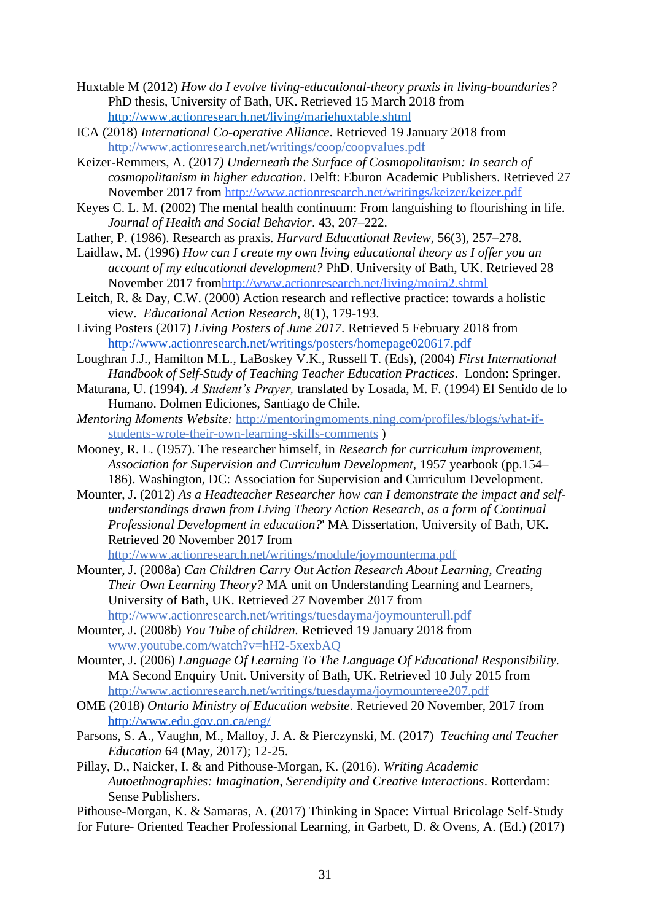Huxtable M (2012) *How do I evolve living-educational-theory praxis in living-boundaries?* PhD thesis, University of Bath, UK. Retrieved 15 March 2018 from http://www.actionresearch.net/living/mariehuxtable.shtml

ICA (2018) *International Co-operative Alliance*. Retrieved 19 January 2018 from http://www.actionresearch.net/writings/coop/coopvalues.pdf

Keizer-Remmers, A. (2017*) Underneath the Surface of Cosmopolitanism: In search of cosmopolitanism in higher education*. Delft: Eburon Academic Publishers. Retrieved 27 November 2017 from http://www.actionresearch.net/writings/keizer/keizer.pdf

Keyes C. L. M. (2002) The mental health continuum: From languishing to flourishing in life. *Journal of Health and Social Behavior*. 43, 207–222.

Lather, P. (1986). Research as praxis. *Harvard Educational Review*, 56(3), 257–278.

Laidlaw, M. (1996) *How can I create my own living educational theory as I offer you an account of my educational development?* PhD. University of Bath, UK. Retrieved 28 November 2017 fromhttp://www.actionresearch.net/living/moira2.shtml

Leitch, R. & Day, C.W. (2000) Action research and reflective practice: towards a holistic view. *Educational Action Research*, 8(1), 179-193.

Living Posters (2017) *Living Posters of June 2017*. Retrieved 5 February 2018 from http://www.actionresearch.net/writings/posters/homepage020617.pdf

Loughran J.J., Hamilton M.L., LaBoskey V.K., Russell T. (Eds), (2004) *First International Handbook of Self-Study of Teaching Teacher Education Practices*. London: Springer.

Maturana, U. (1994). *A Student's Prayer,* translated by Losada, M. F. (1994) El Sentido de lo Humano. Dolmen Ediciones, Santiago de Chile.

*Mentoring Moments Website:* http://mentoringmoments.ning.com/profiles/blogs/what-if-students-wrote-their-own-learning-skills-comments )

Mooney, R. L. (1957). The researcher himself, in *Research for curriculum improvement, Association for Supervision and Curriculum Development,* 1957 yearbook (pp.154–186). Washington, DC: Association for Supervision and Curriculum Development.

Mounter, J. (2012) *As a Headteacher Researcher how can I demonstrate the impact and self-understandings drawn from Living Theory Action Research, as a form of Continual Professional Development in education?*' MA Dissertation, University of Bath, UK. Retrieved 20 November 2017 from http://www.actionresearch.net/writings/module/joymounterma.pdf

Mounter, J. (2008a) *Can Children Carry Out Action Research About Learning, Creating Their Own Learning Theory?* MA unit on Understanding Learning and Learners, University of Bath, UK. Retrieved 27 November 2017 from http://www.actionresearch.net/writings/tuesdayma/joymounterull.pdf

Mounter, J. (2008b) *You Tube of children.* Retrieved 19 January 2018 from www.youtube.com/watch?v=hH2-5xexbAQ

Mounter, J. (2006) *Language Of Learning To The Language Of Educational Responsibility*. MA Second Enquiry Unit. University of Bath, UK. Retrieved 10 July 2015 from http://www.actionresearch.net/writings/tuesdayma/joymounteree207.pdf

OME (2018) *Ontario Ministry of Education website*. Retrieved 20 November, 2017 from http://www.edu.gov.on.ca/eng/

Parsons, S. A., Vaughn, M., Malloy, J. A. & Pierczynski, M. (2017) *Teaching and Teacher Education* 64 (May, 2017); 12-25.

Pillay, D., Naicker, I. & and Pithouse-Morgan, K. (2016). *Writing Academic Autoethnographies: Imagination, Serendipity and Creative Interactions*. Rotterdam: Sense Publishers.

Pithouse-Morgan, K. & Samaras, A. (2017) Thinking in Space: Virtual Bricolage Self-Study for Future- Oriented Teacher Professional Learning, in Garbett, D. & Ovens, A. (Ed.) (2017)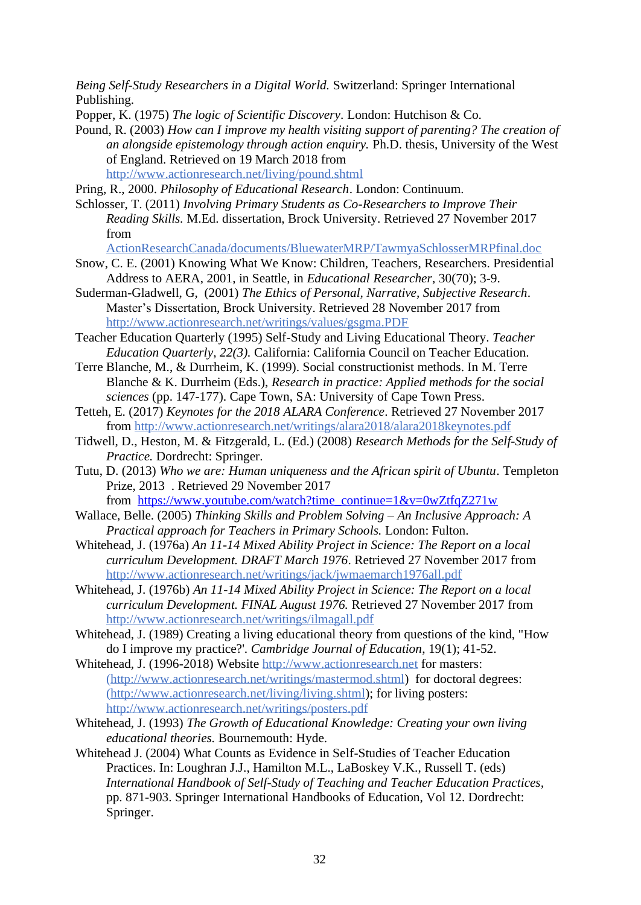*Being Self-Study Researchers in a Digital World.* Switzerland: Springer International Publishing.

Popper, K. (1975) *The logic of Scientific Discovery*. London: Hutchison & Co.

Pound, R. (2003) *How can I improve my health visiting support of parenting? The creation of an alongside epistemology through action enquiry.* Ph.D. thesis, University of the West of England. Retrieved on 19 March 2018 from http://www.actionresearch.net/living/pound.shtml

Pring, R., 2000. *Philosophy of Educational Research*. London: Continuum.

Schlosser, T. (2011) *Involving Primary Students as Co-Researchers to Improve Their Reading Skills.* M.Ed. dissertation, Brock University. Retrieved 27 November 2017 from ActionResearchCanada/documents/BluewaterMRP/TawmyaSchlosserMRPfinal.doc

Snow, C. E. (2001) Knowing What We Know: Children, Teachers, Researchers. Presidential Address to AERA, 2001, in Seattle, in *Educational Researcher*, 30(70); 3-9.

Suderman-Gladwell, G, (2001) *The Ethics of Personal, Narrative, Subjective Research*. Master's Dissertation, Brock University. Retrieved 28 November 2017 from http://www.actionresearch.net/writings/values/gsgma.PDF

Teacher Education Quarterly (1995) Self-Study and Living Educational Theory. *Teacher Education Quarterly, 22(3).* California: California Council on Teacher Education.

Terre Blanche, M., & Durrheim, K. (1999). Social constructionist methods. In M. Terre Blanche & K. Durrheim (Eds.), *Research in practice: Applied methods for the social sciences* (pp. 147-177). Cape Town, SA: University of Cape Town Press.

Tetteh, E. (2017) *Keynotes for the 2018 ALARA Conference*. Retrieved 27 November 2017 from http://www.actionresearch.net/writings/alara2018/alara2018keynotes.pdf

Tidwell, D., Heston, M. & Fitzgerald, L. (Ed.) (2008) *Research Methods for the Self-Study of Practice.* Dordrecht: Springer.

Tutu, D. (2013) *Who we are: Human uniqueness and the African spirit of Ubuntu*. Templeton Prize, 2013 . Retrieved 29 November 2017 from https://www.youtube.com/watch?time_continue=1&v=0wZtfqZ271w

Wallace, Belle. (2005) *Thinking Skills and Problem Solving – An Inclusive Approach: A Practical approach for Teachers in Primary Schools.* London: Fulton.

Whitehead, J. (1976a) *An 11-14 Mixed Ability Project in Science: The Report on a local curriculum Development. DRAFT March 1976*. Retrieved 27 November 2017 from http://www.actionresearch.net/writings/jack/jwmaemarch1976all.pdf

Whitehead, J. (1976b) *An 11-14 Mixed Ability Project in Science: The Report on a local curriculum Development. FINAL August 1976.* Retrieved 27 November 2017 from http://www.actionresearch.net/writings/ilmagall.pdf

Whitehead, J. (1989) Creating a living educational theory from questions of the kind, "How do I improve my practice?'. *Cambridge Journal of Education*, 19(1); 41-52.

Whitehead, J. (1996-2018) Website http://www.actionresearch.net for masters: (http://www.actionresearch.net/writings/mastermod.shtml) for doctoral degrees: (http://www.actionresearch.net/living/living.shtml); for living posters: http://www.actionresearch.net/writings/posters.pdf

Whitehead, J. (1993) *The Growth of Educational Knowledge: Creating your own living educational theories.* Bournemouth: Hyde.

Whitehead J. (2004) What Counts as Evidence in Self-Studies of Teacher Education Practices. In: Loughran J.J., Hamilton M.L., LaBoskey V.K., Russell T. (eds) *International Handbook of Self-Study of Teaching and Teacher Education Practices*, pp. 871-903. Springer International Handbooks of Education, Vol 12. Dordrecht: Springer.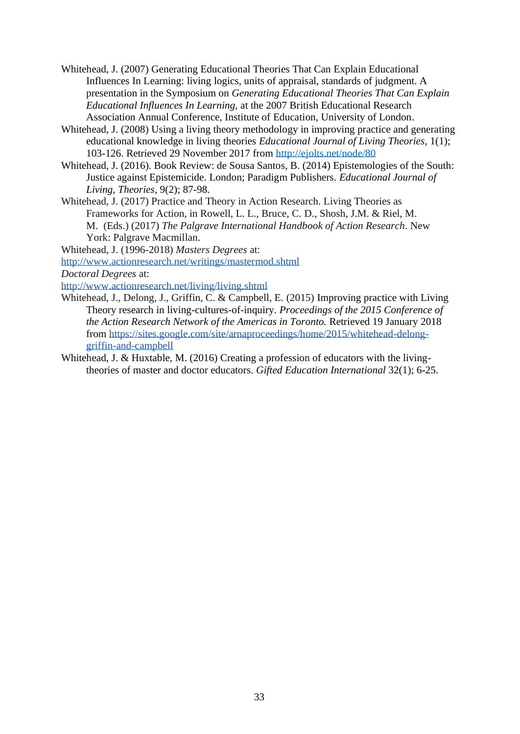Whitehead, J. (2007) Generating Educational Theories That Can Explain Educational Influences In Learning: living logics, units of appraisal, standards of judgment. A presentation in the Symposium on *Generating Educational Theories That Can Explain Educational Influences In Learning*, at the 2007 British Educational Research Association Annual Conference, Institute of Education, University of London.

Whitehead, J. (2008) Using a living theory methodology in improving practice and generating educational knowledge in living theories *Educational Journal of Living Theories*, 1(1); 103-126. Retrieved 29 November 2017 from http://ejolts.net/node/80

Whitehead, J. (2016). Book Review: de Sousa Santos, B. (2014) Epistemologies of the South: Justice against Epistemicide. London; Paradigm Publishers. *Educational Journal of Living, Theories*, 9(2); 87-98.

Whitehead, J. (2017) Practice and Theory in Action Research. Living Theories as Frameworks for Action, in Rowell, L. L., Bruce, C. D., Shosh, J.M. & Riel, M. M. (Eds.) (2017) *The Palgrave International Handbook of Action Research*. New York: Palgrave Macmillan.

Whitehead, J. (1996-2018) *Masters Degrees* at:
http://www.actionresearch.net/writings/mastermod.shtml
*Doctoral Degrees* at:
http://www.actionresearch.net/living/living.shtml

Whitehead, J., Delong, J., Griffin, C. & Campbell, E. (2015) Improving practice with Living Theory research in living-cultures-of-inquiry. *Proceedings of the 2015 Conference of the Action Research Network of the Americas in Toronto.* Retrieved 19 January 2018 from https://sites.google.com/site/arnaproceedings/home/2015/whitehead-delong-griffin-and-campbell

Whitehead, J. & Huxtable, M. (2016) Creating a profession of educators with the living-theories of master and doctor educators. *Gifted Education International* 32(1); 6-25.